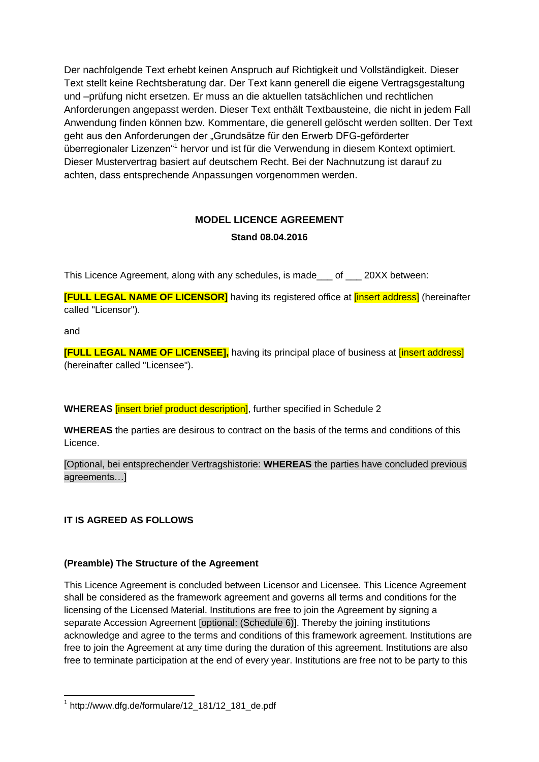Der nachfolgende Text erhebt keinen Anspruch auf Richtigkeit und Vollständigkeit. Dieser Text stellt keine Rechtsberatung dar. Der Text kann generell die eigene Vertragsgestaltung und –prüfung nicht ersetzen. Er muss an die aktuellen tatsächlichen und rechtlichen Anforderungen angepasst werden. Dieser Text enthält Textbausteine, die nicht in jedem Fall Anwendung finden können bzw. Kommentare, die generell gelöscht werden sollten. Der Text geht aus den Anforderungen der „Grundsätze für den Erwerb DFG-geförderter überregionaler Lizenzen“[1] hervor und ist für die Verwendung in diesem Kontext optimiert. Dieser Mustervertrag basiert auf deutschem Recht. Bei der Nachnutzung ist darauf zu achten, dass entsprechende Anpassungen vorgenommen werden.

**MODEL LICENCE AGREEMENT**

**Stand 08.04.2016**

This Licence Agreement, along with any schedules, is made___ of ___ 20XX between:

**[FULL LEGAL NAME OF LICENSOR]** having its registered office at [insert address] (hereinafter called "Licensor").

and

**[FULL LEGAL NAME OF LICENSEE],** having its principal place of business at [insert address] (hereinafter called "Licensee").

**WHEREAS** [insert brief product description], further specified in Schedule 2

**WHEREAS** the parties are desirous to contract on the basis of the terms and conditions of this Licence.

[Optional, bei entsprechender Vertragshistorie: **WHEREAS** the parties have concluded previous agreements…]

**IT IS AGREED AS FOLLOWS**

**(Preamble) The Structure of the Agreement**

This Licence Agreement is concluded between Licensor and Licensee. This Licence Agreement shall be considered as the framework agreement and governs all terms and conditions for the licensing of the Licensed Material. Institutions are free to join the Agreement by signing a separate Accession Agreement [optional: (Schedule 6)]. Thereby the joining institutions acknowledge and agree to the terms and conditions of this framework agreement. Institutions are free to join the Agreement at any time during the duration of this agreement. Institutions are also free to terminate participation at the end of every year. Institutions are free not to be party to this

[1] http://www.dfg.de/formulare/12_181/12_181_de.pdf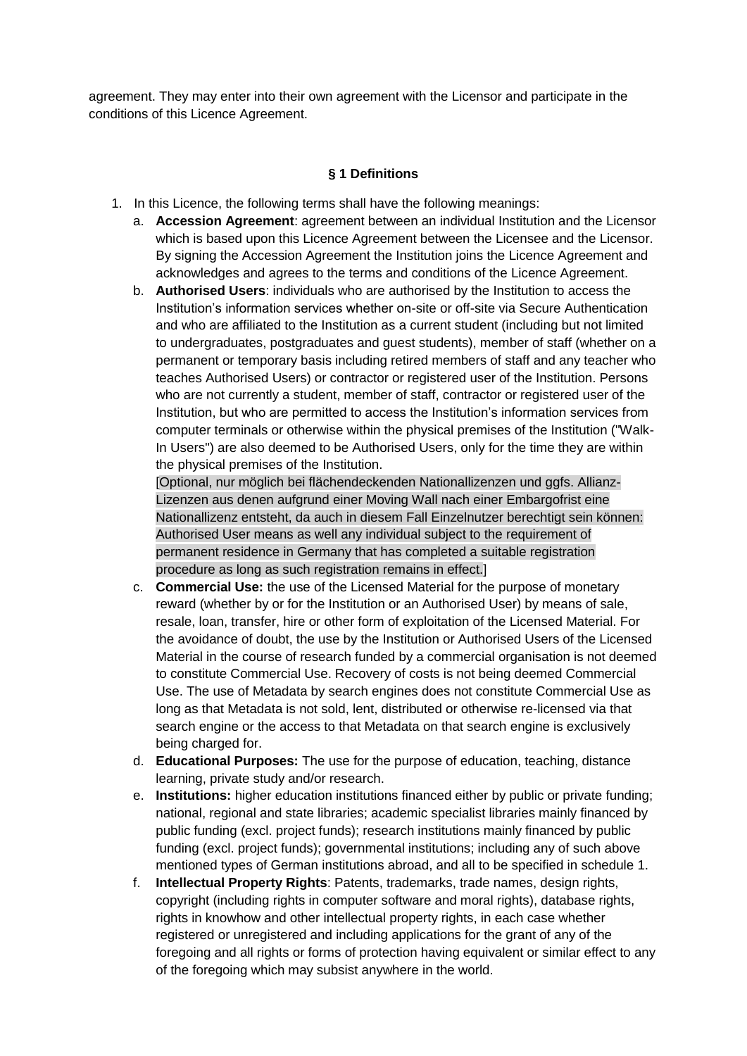agreement. They may enter into their own agreement with the Licensor and participate in the conditions of this Licence Agreement.

### § 1 Definitions

1. In this Licence, the following terms shall have the following meanings:
   a. **Accession Agreement**: agreement between an individual Institution and the Licensor which is based upon this Licence Agreement between the Licensee and the Licensor. By signing the Accession Agreement the Institution joins the Licence Agreement and acknowledges and agrees to the terms and conditions of the Licence Agreement.
   b. **Authorised Users**: individuals who are authorised by the Institution to access the Institution's information services whether on-site or off-site via Secure Authentication and who are affiliated to the Institution as a current student (including but not limited to undergraduates, postgraduates and guest students), member of staff (whether on a permanent or temporary basis including retired members of staff and any teacher who teaches Authorised Users) or contractor or registered user of the Institution. Persons who are not currently a student, member of staff, contractor or registered user of the Institution, but who are permitted to access the Institution's information services from computer terminals or otherwise within the physical premises of the Institution ("Walk-In Users") are also deemed to be Authorised Users, only for the time they are within the physical premises of the Institution.
   [Optional, nur möglich bei flächendeckenden Nationallizenzen und ggfs. Allianz-Lizenzen aus denen aufgrund einer Moving Wall nach einer Embargofrist eine Nationallizenz entsteht, da auch in diesem Fall Einzelnutzer berechtigt sein können: Authorised User means as well any individual subject to the requirement of permanent residence in Germany that has completed a suitable registration procedure as long as such registration remains in effect.]
   c. **Commercial Use:** the use of the Licensed Material for the purpose of monetary reward (whether by or for the Institution or an Authorised User) by means of sale, resale, loan, transfer, hire or other form of exploitation of the Licensed Material. For the avoidance of doubt, the use by the Institution or Authorised Users of the Licensed Material in the course of research funded by a commercial organisation is not deemed to constitute Commercial Use. Recovery of costs is not being deemed Commercial Use. The use of Metadata by search engines does not constitute Commercial Use as long as that Metadata is not sold, lent, distributed or otherwise re-licensed via that search engine or the access to that Metadata on that search engine is exclusively being charged for.
   d. **Educational Purposes:** The use for the purpose of education, teaching, distance learning, private study and/or research.
   e. **Institutions:** higher education institutions financed either by public or private funding; national, regional and state libraries; academic specialist libraries mainly financed by public funding (excl. project funds); research institutions mainly financed by public funding (excl. project funds); governmental institutions; including any of such above mentioned types of German institutions abroad, and all to be specified in schedule 1.
   f. **Intellectual Property Rights**: Patents, trademarks, trade names, design rights, copyright (including rights in computer software and moral rights), database rights, rights in knowhow and other intellectual property rights, in each case whether registered or unregistered and including applications for the grant of any of the foregoing and all rights or forms of protection having equivalent or similar effect to any of the foregoing which may subsist anywhere in the world.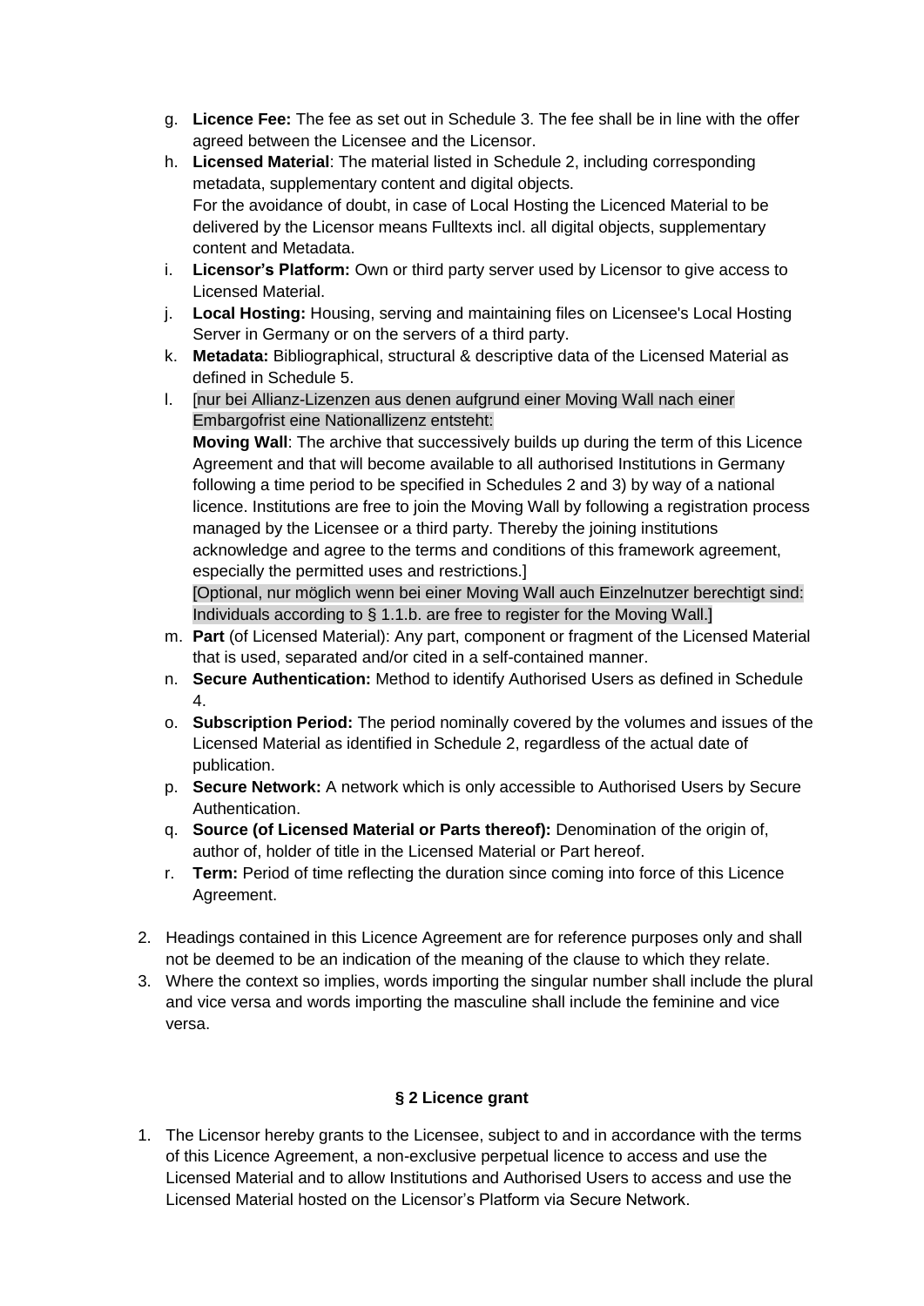g. **Licence Fee:** The fee as set out in Schedule 3. The fee shall be in line with the offer agreed between the Licensee and the Licensor.

h. **Licensed Material**: The material listed in Schedule 2, including corresponding metadata, supplementary content and digital objects.
   For the avoidance of doubt, in case of Local Hosting the Licenced Material to be delivered by the Licensor means Fulltexts incl. all digital objects, supplementary content and Metadata.

i. **Licensor's Platform:** Own or third party server used by Licensor to give access to Licensed Material.

j. **Local Hosting:** Housing, serving and maintaining files on Licensee's Local Hosting Server in Germany or on the servers of a third party.

k. **Metadata:** Bibliographical, structural & descriptive data of the Licensed Material as defined in Schedule 5.

l. [nur bei Allianz-Lizenzen aus denen aufgrund einer Moving Wall nach einer Embargofrist eine Nationallizenz entsteht:
   **Moving Wall**: The archive that successively builds up during the term of this Licence Agreement and that will become available to all authorised Institutions in Germany following a time period to be specified in Schedules 2 and 3) by way of a national licence. Institutions are free to join the Moving Wall by following a registration process managed by the Licensee or a third party. Thereby the joining institutions acknowledge and agree to the terms and conditions of this framework agreement, especially the permitted uses and restrictions.]
   [Optional, nur möglich wenn bei einer Moving Wall auch Einzelnutzer berechtigt sind: Individuals according to § 1.1.b. are free to register for the Moving Wall.]

m. **Part** (of Licensed Material): Any part, component or fragment of the Licensed Material that is used, separated and/or cited in a self-contained manner.

n. **Secure Authentication:** Method to identify Authorised Users as defined in Schedule 4.

o. **Subscription Period:** The period nominally covered by the volumes and issues of the Licensed Material as identified in Schedule 2, regardless of the actual date of publication.

p. **Secure Network:** A network which is only accessible to Authorised Users by Secure Authentication.

q. **Source (of Licensed Material or Parts thereof):** Denomination of the origin of, author of, holder of title in the Licensed Material or Part hereof.

r. **Term:** Period of time reflecting the duration since coming into force of this Licence Agreement.

2. Headings contained in this Licence Agreement are for reference purposes only and shall not be deemed to be an indication of the meaning of the clause to which they relate.
3. Where the context so implies, words importing the singular number shall include the plural and vice versa and words importing the masculine shall include the feminine and vice versa.

### § 2 Licence grant

1. The Licensor hereby grants to the Licensee, subject to and in accordance with the terms of this Licence Agreement, a non-exclusive perpetual licence to access and use the Licensed Material and to allow Institutions and Authorised Users to access and use the Licensed Material hosted on the Licensor's Platform via Secure Network.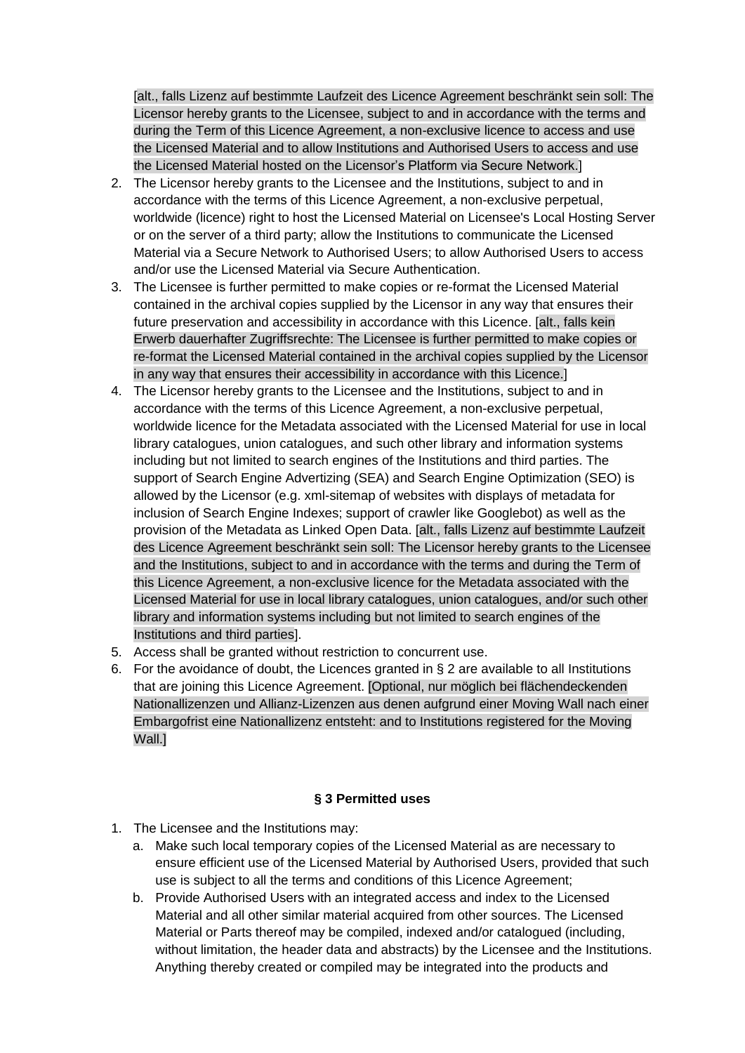[alt., falls Lizenz auf bestimmte Laufzeit des Licence Agreement beschränkt sein soll: The Licensor hereby grants to the Licensee, subject to and in accordance with the terms and during the Term of this Licence Agreement, a non-exclusive licence to access and use the Licensed Material and to allow Institutions and Authorised Users to access and use the Licensed Material hosted on the Licensor's Platform via Secure Network.]

2. The Licensor hereby grants to the Licensee and the Institutions, subject to and in accordance with the terms of this Licence Agreement, a non-exclusive perpetual, worldwide (licence) right to host the Licensed Material on Licensee's Local Hosting Server or on the server of a third party; allow the Institutions to communicate the Licensed Material via a Secure Network to Authorised Users; to allow Authorised Users to access and/or use the Licensed Material via Secure Authentication.
3. The Licensee is further permitted to make copies or re-format the Licensed Material contained in the archival copies supplied by the Licensor in any way that ensures their future preservation and accessibility in accordance with this Licence. [alt., falls kein Erwerb dauerhafter Zugriffsrechte: The Licensee is further permitted to make copies or re-format the Licensed Material contained in the archival copies supplied by the Licensor in any way that ensures their accessibility in accordance with this Licence.]
4. The Licensor hereby grants to the Licensee and the Institutions, subject to and in accordance with the terms of this Licence Agreement, a non-exclusive perpetual, worldwide licence for the Metadata associated with the Licensed Material for use in local library catalogues, union catalogues, and such other library and information systems including but not limited to search engines of the Institutions and third parties. The support of Search Engine Advertizing (SEA) and Search Engine Optimization (SEO) is allowed by the Licensor (e.g. xml-sitemap of websites with displays of metadata for inclusion of Search Engine Indexes; support of crawler like Googlebot) as well as the provision of the Metadata as Linked Open Data. [alt., falls Lizenz auf bestimmte Laufzeit des Licence Agreement beschränkt sein soll: The Licensor hereby grants to the Licensee and the Institutions, subject to and in accordance with the terms and during the Term of this Licence Agreement, a non-exclusive licence for the Metadata associated with the Licensed Material for use in local library catalogues, union catalogues, and/or such other library and information systems including but not limited to search engines of the Institutions and third parties].
5. Access shall be granted without restriction to concurrent use.
6. For the avoidance of doubt, the Licences granted in § 2 are available to all Institutions that are joining this Licence Agreement. [Optional, nur möglich bei flächendeckenden Nationallizenzen und Allianz-Lizenzen aus denen aufgrund einer Moving Wall nach einer Embargofrist eine Nationallizenz entsteht: and to Institutions registered for the Moving Wall.]

### § 3 Permitted uses

1. The Licensee and the Institutions may:
    a. Make such local temporary copies of the Licensed Material as are necessary to ensure efficient use of the Licensed Material by Authorised Users, provided that such use is subject to all the terms and conditions of this Licence Agreement;
    b. Provide Authorised Users with an integrated access and index to the Licensed Material and all other similar material acquired from other sources. The Licensed Material or Parts thereof may be compiled, indexed and/or catalogued (including, without limitation, the header data and abstracts) by the Licensee and the Institutions. Anything thereby created or compiled may be integrated into the products and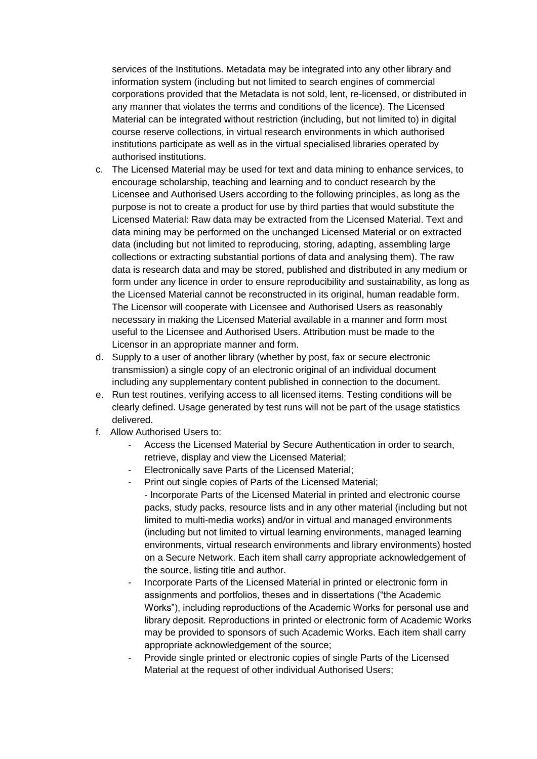services of the Institutions. Metadata may be integrated into any other library and information system (including but not limited to search engines of commercial corporations provided that the Metadata is not sold, lent, re-licensed, or distributed in any manner that violates the terms and conditions of the licence). The Licensed Material can be integrated without restriction (including, but not limited to) in digital course reserve collections, in virtual research environments in which authorised institutions participate as well as in the virtual specialised libraries operated by authorised institutions.

c. The Licensed Material may be used for text and data mining to enhance services, to encourage scholarship, teaching and learning and to conduct research by the Licensee and Authorised Users according to the following principles, as long as the purpose is not to create a product for use by third parties that would substitute the Licensed Material: Raw data may be extracted from the Licensed Material. Text and data mining may be performed on the unchanged Licensed Material or on extracted data (including but not limited to reproducing, storing, adapting, assembling large collections or extracting substantial portions of data and analysing them). The raw data is research data and may be stored, published and distributed in any medium or form under any licence in order to ensure reproducibility and sustainability, as long as the Licensed Material cannot be reconstructed in its original, human readable form. The Licensor will cooperate with Licensee and Authorised Users as reasonably necessary in making the Licensed Material available in a manner and form most useful to the Licensee and Authorised Users. Attribution must be made to the Licensor in an appropriate manner and form.
d. Supply to a user of another library (whether by post, fax or secure electronic transmission) a single copy of an electronic original of an individual document including any supplementary content published in connection to the document.
e. Run test routines, verifying access to all licensed items. Testing conditions will be clearly defined. Usage generated by test runs will not be part of the usage statistics delivered.
f. Allow Authorised Users to:
    - Access the Licensed Material by Secure Authentication in order to search, retrieve, display and view the Licensed Material;
    - Electronically save Parts of the Licensed Material;
    - Print out single copies of Parts of the Licensed Material;
      - Incorporate Parts of the Licensed Material in printed and electronic course packs, study packs, resource lists and in any other material (including but not limited to multi-media works) and/or in virtual and managed environments (including but not limited to virtual learning environments, managed learning environments, virtual research environments and library environments) hosted on a Secure Network. Each item shall carry appropriate acknowledgement of the source, listing title and author.
    - Incorporate Parts of the Licensed Material in printed or electronic form in assignments and portfolios, theses and in dissertations ("the Academic Works"), including reproductions of the Academic Works for personal use and library deposit. Reproductions in printed or electronic form of Academic Works may be provided to sponsors of such Academic Works. Each item shall carry appropriate acknowledgement of the source;
    - Provide single printed or electronic copies of single Parts of the Licensed Material at the request of other individual Authorised Users;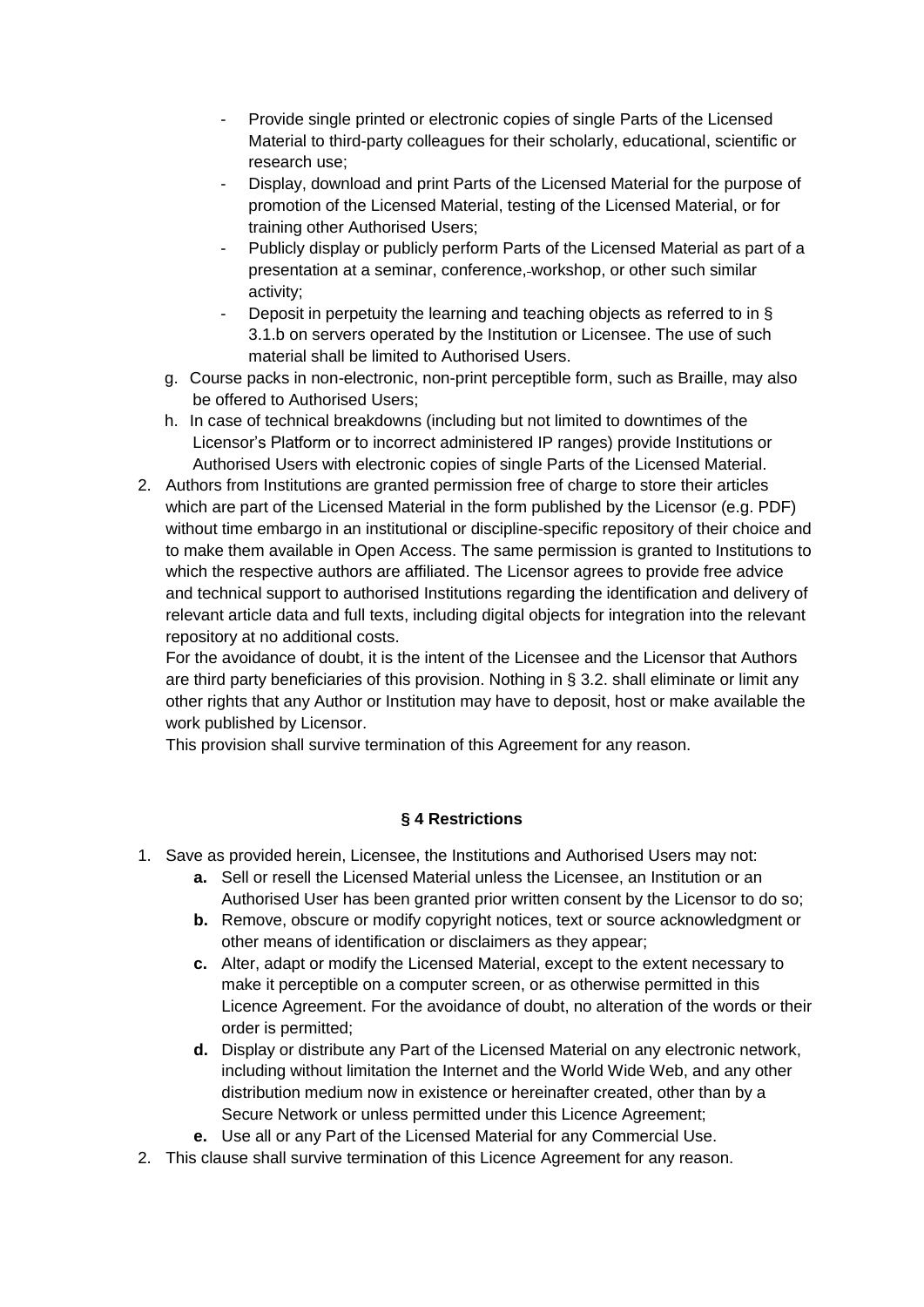- Provide single printed or electronic copies of single Parts of the Licensed Material to third-party colleagues for their scholarly, educational, scientific or research use;
  - Display, download and print Parts of the Licensed Material for the purpose of promotion of the Licensed Material, testing of the Licensed Material, or for training other Authorised Users;
  - Publicly display or publicly perform Parts of the Licensed Material as part of a presentation at a seminar, conference, workshop, or other such similar activity;
  - Deposit in perpetuity the learning and teaching objects as referred to in § 3.1.b on servers operated by the Institution or Licensee. The use of such material shall be limited to Authorised Users.

  g. Course packs in non-electronic, non-print perceptible form, such as Braille, may also be offered to Authorised Users;

  h. In case of technical breakdowns (including but not limited to downtimes of the Licensor's Platform or to incorrect administered IP ranges) provide Institutions or Authorised Users with electronic copies of single Parts of the Licensed Material.

2. Authors from Institutions are granted permission free of charge to store their articles which are part of the Licensed Material in the form published by the Licensor (e.g. PDF) without time embargo in an institutional or discipline-specific repository of their choice and to make them available in Open Access. The same permission is granted to Institutions to which the respective authors are affiliated. The Licensor agrees to provide free advice and technical support to authorised Institutions regarding the identification and delivery of relevant article data and full texts, including digital objects for integration into the relevant repository at no additional costs.
   For the avoidance of doubt, it is the intent of the Licensee and the Licensor that Authors are third party beneficiaries of this provision. Nothing in § 3.2. shall eliminate or limit any other rights that any Author or Institution may have to deposit, host or make available the work published by Licensor.
   This provision shall survive termination of this Agreement for any reason.

## § 4 Restrictions

1. Save as provided herein, Licensee, the Institutions and Authorised Users may not:
   **a.** Sell or resell the Licensed Material unless the Licensee, an Institution or an Authorised User has been granted prior written consent by the Licensor to do so;
   **b.** Remove, obscure or modify copyright notices, text or source acknowledgment or other means of identification or disclaimers as they appear;
   **c.** Alter, adapt or modify the Licensed Material, except to the extent necessary to make it perceptible on a computer screen, or as otherwise permitted in this Licence Agreement. For the avoidance of doubt, no alteration of the words or their order is permitted;
   **d.** Display or distribute any Part of the Licensed Material on any electronic network, including without limitation the Internet and the World Wide Web, and any other distribution medium now in existence or hereinafter created, other than by a Secure Network or unless permitted under this Licence Agreement;
   **e.** Use all or any Part of the Licensed Material for any Commercial Use.
2. This clause shall survive termination of this Licence Agreement for any reason.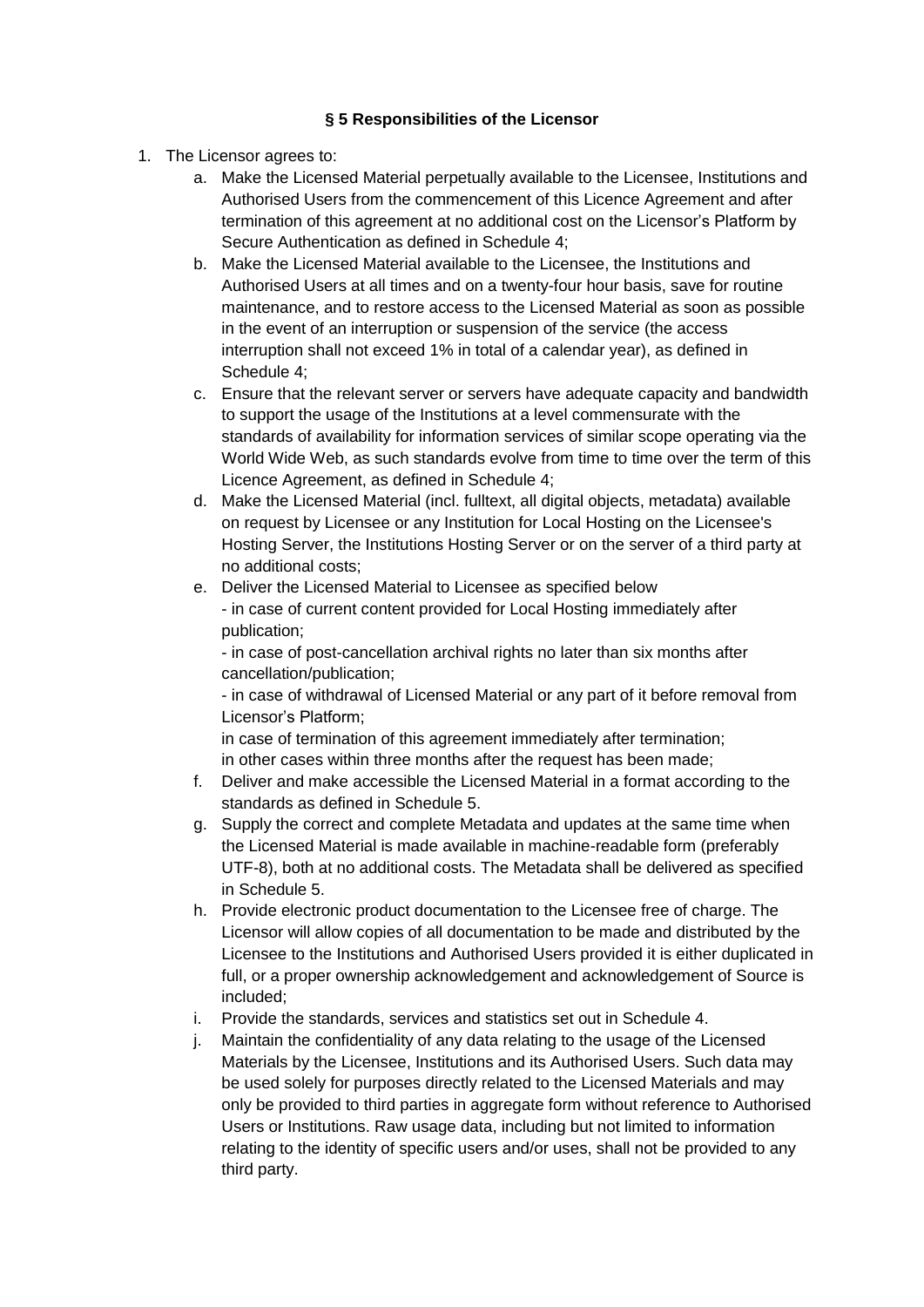**§ 5 Responsibilities of the Licensor**

1. The Licensor agrees to:
    a. Make the Licensed Material perpetually available to the Licensee, Institutions and Authorised Users from the commencement of this Licence Agreement and after termination of this agreement at no additional cost on the Licensor's Platform by Secure Authentication as defined in Schedule 4;
    b. Make the Licensed Material available to the Licensee, the Institutions and Authorised Users at all times and on a twenty-four hour basis, save for routine maintenance, and to restore access to the Licensed Material as soon as possible in the event of an interruption or suspension of the service (the access interruption shall not exceed 1% in total of a calendar year), as defined in Schedule 4;
    c. Ensure that the relevant server or servers have adequate capacity and bandwidth to support the usage of the Institutions at a level commensurate with the standards of availability for information services of similar scope operating via the World Wide Web, as such standards evolve from time to time over the term of this Licence Agreement, as defined in Schedule 4;
    d. Make the Licensed Material (incl. fulltext, all digital objects, metadata) available on request by Licensee or any Institution for Local Hosting on the Licensee's Hosting Server, the Institutions Hosting Server or on the server of a third party at no additional costs;
    e. Deliver the Licensed Material to Licensee as specified below
    - in case of current content provided for Local Hosting immediately after publication;
    - in case of post-cancellation archival rights no later than six months after cancellation/publication;
    - in case of withdrawal of Licensed Material or any part of it before removal from Licensor's Platform;
    in case of termination of this agreement immediately after termination;
    in other cases within three months after the request has been made;
    f. Deliver and make accessible the Licensed Material in a format according to the standards as defined in Schedule 5.
    g. Supply the correct and complete Metadata and updates at the same time when the Licensed Material is made available in machine-readable form (preferably UTF-8), both at no additional costs. The Metadata shall be delivered as specified in Schedule 5.
    h. Provide electronic product documentation to the Licensee free of charge. The Licensor will allow copies of all documentation to be made and distributed by the Licensee to the Institutions and Authorised Users provided it is either duplicated in full, or a proper ownership acknowledgement and acknowledgement of Source is included;
    i. Provide the standards, services and statistics set out in Schedule 4.
    j. Maintain the confidentiality of any data relating to the usage of the Licensed Materials by the Licensee, Institutions and its Authorised Users. Such data may be used solely for purposes directly related to the Licensed Materials and may only be provided to third parties in aggregate form without reference to Authorised Users or Institutions. Raw usage data, including but not limited to information relating to the identity of specific users and/or uses, shall not be provided to any third party.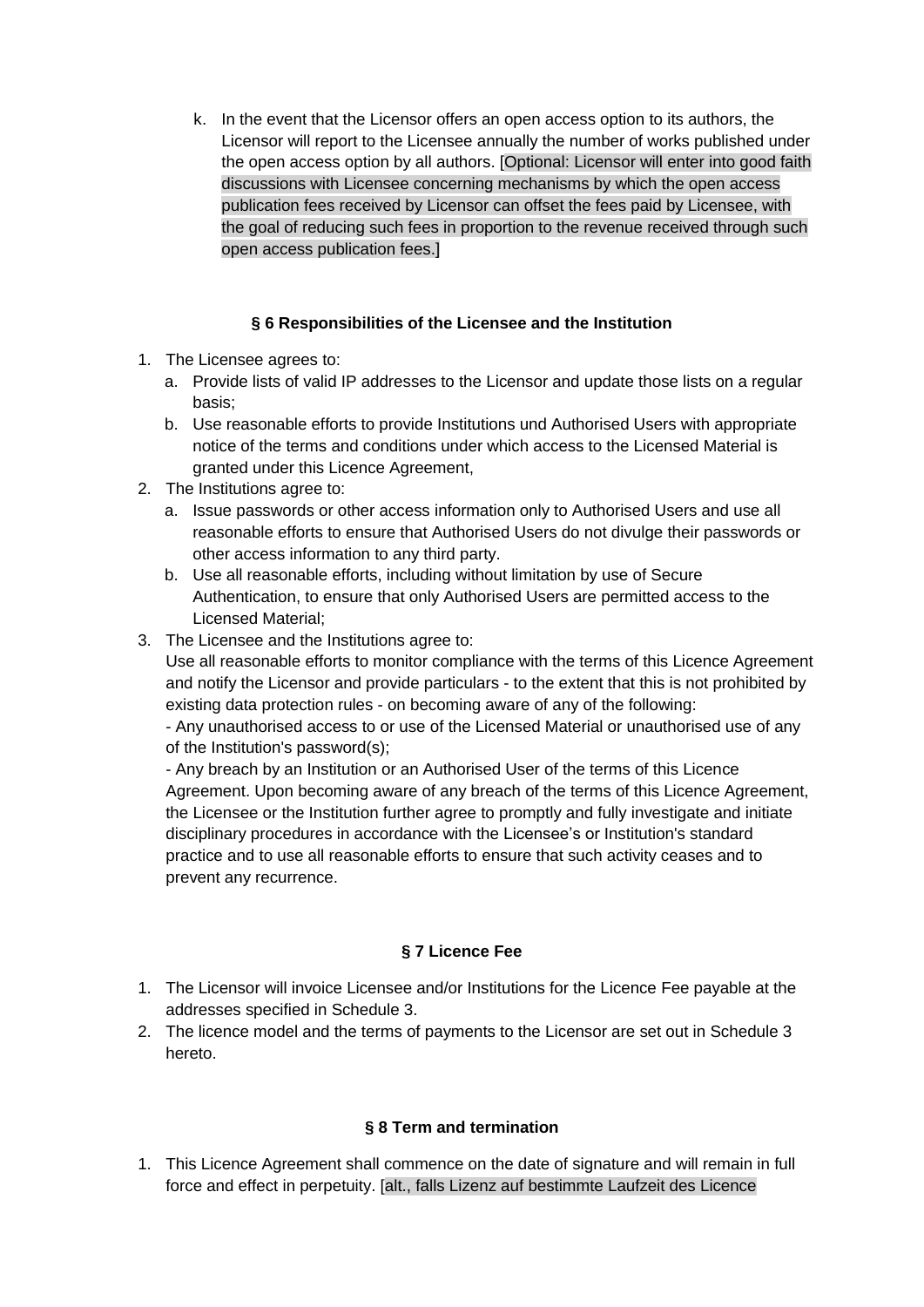k. In the event that the Licensor offers an open access option to its authors, the Licensor will report to the Licensee annually the number of works published under the open access option by all authors. [Optional: Licensor will enter into good faith discussions with Licensee concerning mechanisms by which the open access publication fees received by Licensor can offset the fees paid by Licensee, with the goal of reducing such fees in proportion to the revenue received through such open access publication fees.]

**§ 6 Responsibilities of the Licensee and the Institution**

1. The Licensee agrees to:
   a. Provide lists of valid IP addresses to the Licensor and update those lists on a regular basis;
   b. Use reasonable efforts to provide Institutions und Authorised Users with appropriate notice of the terms and conditions under which access to the Licensed Material is granted under this Licence Agreement,
2. The Institutions agree to:
   a. Issue passwords or other access information only to Authorised Users and use all reasonable efforts to ensure that Authorised Users do not divulge their passwords or other access information to any third party.
   b. Use all reasonable efforts, including without limitation by use of Secure Authentication, to ensure that only Authorised Users are permitted access to the Licensed Material;
3. The Licensee and the Institutions agree to:
   Use all reasonable efforts to monitor compliance with the terms of this Licence Agreement and notify the Licensor and provide particulars - to the extent that this is not prohibited by existing data protection rules - on becoming aware of any of the following:
   - Any unauthorised access to or use of the Licensed Material or unauthorised use of any of the Institution's password(s);
   - Any breach by an Institution or an Authorised User of the terms of this Licence Agreement. Upon becoming aware of any breach of the terms of this Licence Agreement, the Licensee or the Institution further agree to promptly and fully investigate and initiate disciplinary procedures in accordance with the Licensee's or Institution's standard practice and to use all reasonable efforts to ensure that such activity ceases and to prevent any recurrence.

**§ 7 Licence Fee**

1. The Licensor will invoice Licensee and/or Institutions for the Licence Fee payable at the addresses specified in Schedule 3.
2. The licence model and the terms of payments to the Licensor are set out in Schedule 3 hereto.

**§ 8 Term and termination**

1. This Licence Agreement shall commence on the date of signature and will remain in full force and effect in perpetuity. [alt., falls Lizenz auf bestimmte Laufzeit des Licence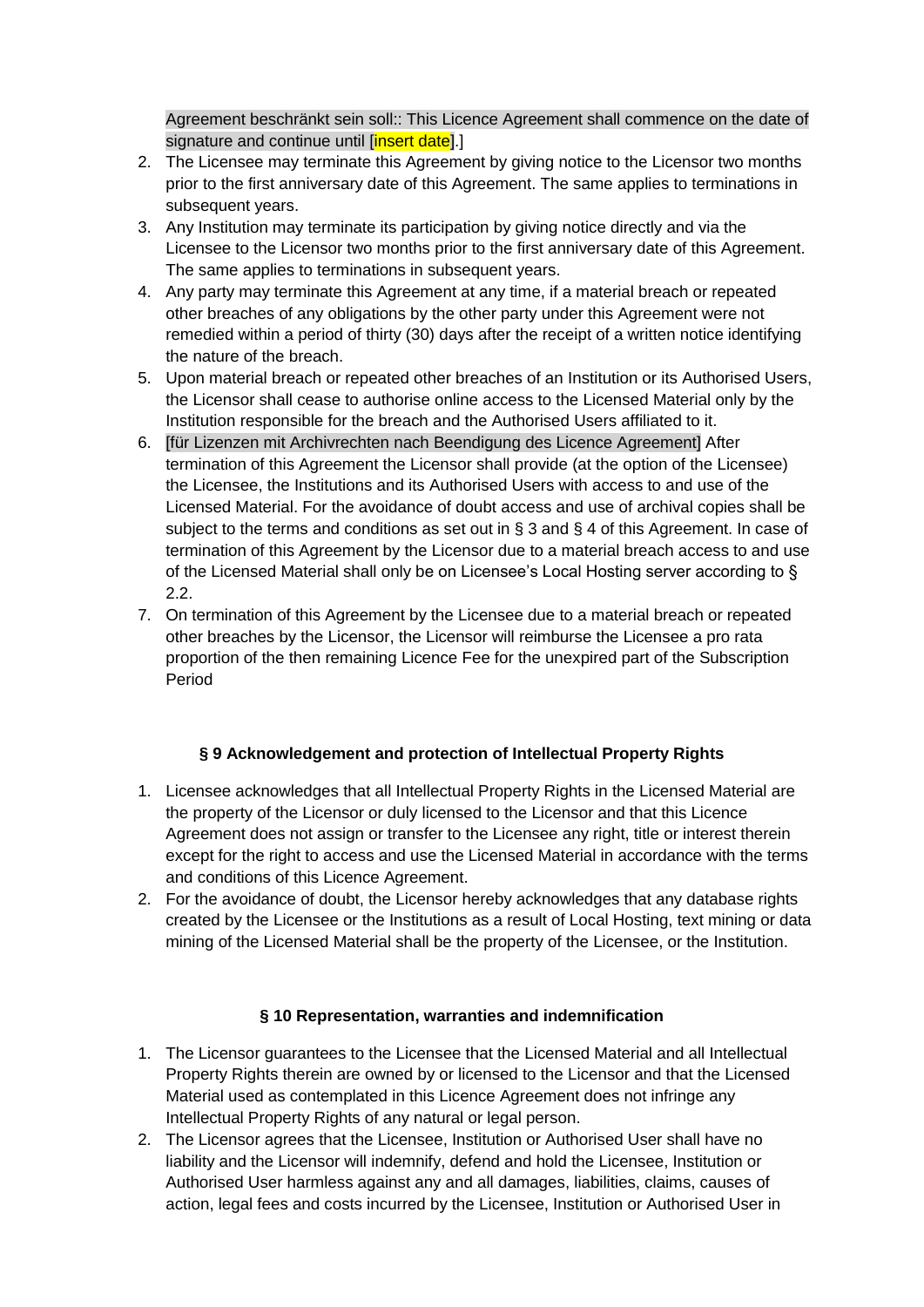Agreement beschränkt sein soll:: This Licence Agreement shall commence on the date of signature and continue until [insert date].]

2. The Licensee may terminate this Agreement by giving notice to the Licensor two months prior to the first anniversary date of this Agreement. The same applies to terminations in subsequent years.
3. Any Institution may terminate its participation by giving notice directly and via the Licensee to the Licensor two months prior to the first anniversary date of this Agreement. The same applies to terminations in subsequent years.
4. Any party may terminate this Agreement at any time, if a material breach or repeated other breaches of any obligations by the other party under this Agreement were not remedied within a period of thirty (30) days after the receipt of a written notice identifying the nature of the breach.
5. Upon material breach or repeated other breaches of an Institution or its Authorised Users, the Licensor shall cease to authorise online access to the Licensed Material only by the Institution responsible for the breach and the Authorised Users affiliated to it.
6. [für Lizenzen mit Archivrechten nach Beendigung des Licence Agreement] After termination of this Agreement the Licensor shall provide (at the option of the Licensee) the Licensee, the Institutions and its Authorised Users with access to and use of the Licensed Material. For the avoidance of doubt access and use of archival copies shall be subject to the terms and conditions as set out in § 3 and § 4 of this Agreement. In case of termination of this Agreement by the Licensor due to a material breach access to and use of the Licensed Material shall only be on Licensee's Local Hosting server according to § 2.2.
7. On termination of this Agreement by the Licensee due to a material breach or repeated other breaches by the Licensor, the Licensor will reimburse the Licensee a pro rata proportion of the then remaining Licence Fee for the unexpired part of the Subscription Period

### § 9 Acknowledgement and protection of Intellectual Property Rights

1. Licensee acknowledges that all Intellectual Property Rights in the Licensed Material are the property of the Licensor or duly licensed to the Licensor and that this Licence Agreement does not assign or transfer to the Licensee any right, title or interest therein except for the right to access and use the Licensed Material in accordance with the terms and conditions of this Licence Agreement.
2. For the avoidance of doubt, the Licensor hereby acknowledges that any database rights created by the Licensee or the Institutions as a result of Local Hosting, text mining or data mining of the Licensed Material shall be the property of the Licensee, or the Institution.

### § 10 Representation, warranties and indemnification

1. The Licensor guarantees to the Licensee that the Licensed Material and all Intellectual Property Rights therein are owned by or licensed to the Licensor and that the Licensed Material used as contemplated in this Licence Agreement does not infringe any Intellectual Property Rights of any natural or legal person.
2. The Licensor agrees that the Licensee, Institution or Authorised User shall have no liability and the Licensor will indemnify, defend and hold the Licensee, Institution or Authorised User harmless against any and all damages, liabilities, claims, causes of action, legal fees and costs incurred by the Licensee, Institution or Authorised User in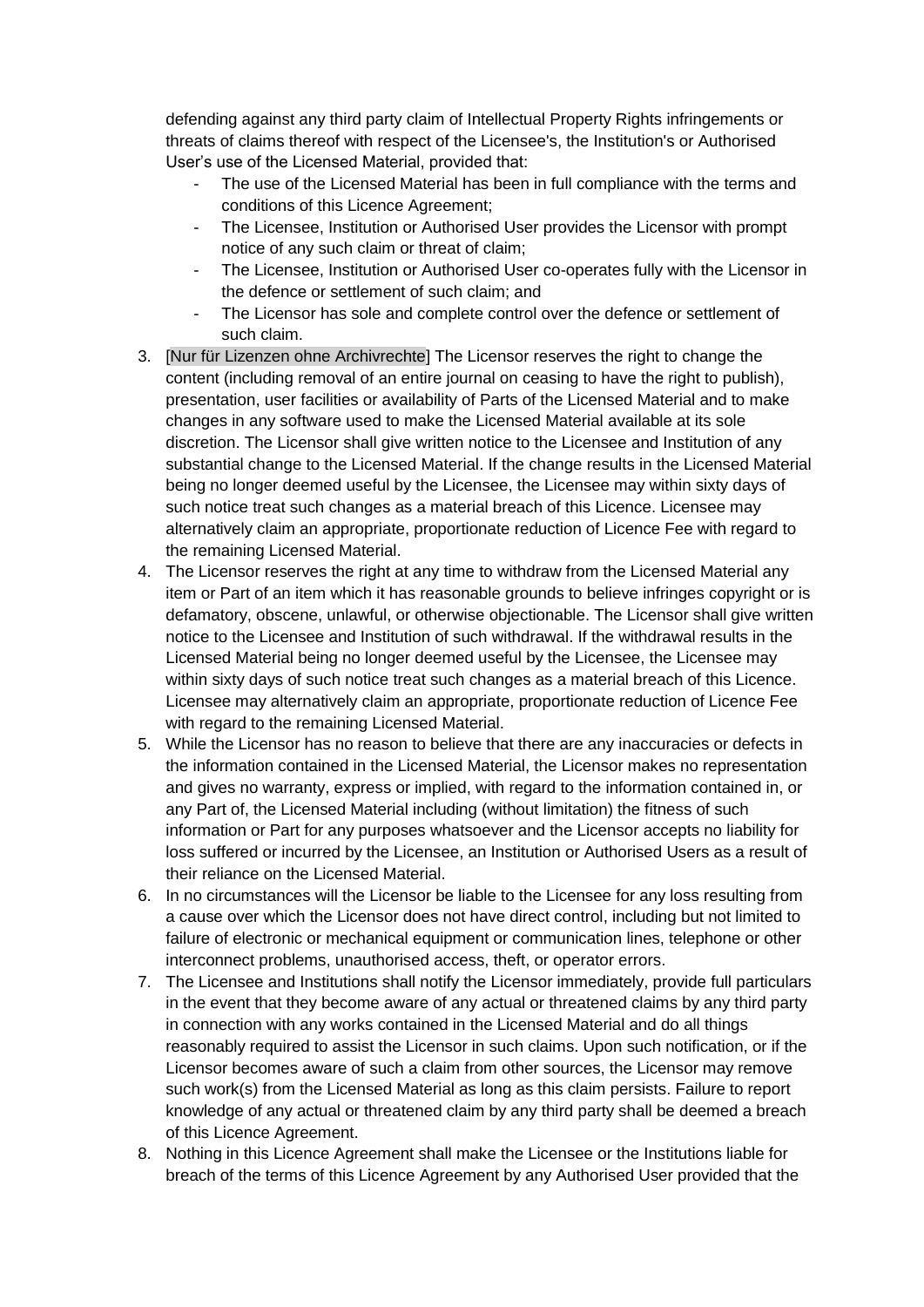defending against any third party claim of Intellectual Property Rights infringements or threats of claims thereof with respect of the Licensee's, the Institution's or Authorised User's use of the Licensed Material, provided that:

- The use of the Licensed Material has been in full compliance with the terms and conditions of this Licence Agreement;
- The Licensee, Institution or Authorised User provides the Licensor with prompt notice of any such claim or threat of claim;
- The Licensee, Institution or Authorised User co-operates fully with the Licensor in the defence or settlement of such claim; and
- The Licensor has sole and complete control over the defence or settlement of such claim.

3. [Nur für Lizenzen ohne Archivrechte] The Licensor reserves the right to change the content (including removal of an entire journal on ceasing to have the right to publish), presentation, user facilities or availability of Parts of the Licensed Material and to make changes in any software used to make the Licensed Material available at its sole discretion. The Licensor shall give written notice to the Licensee and Institution of any substantial change to the Licensed Material. If the change results in the Licensed Material being no longer deemed useful by the Licensee, the Licensee may within sixty days of such notice treat such changes as a material breach of this Licence. Licensee may alternatively claim an appropriate, proportionate reduction of Licence Fee with regard to the remaining Licensed Material.
4. The Licensor reserves the right at any time to withdraw from the Licensed Material any item or Part of an item which it has reasonable grounds to believe infringes copyright or is defamatory, obscene, unlawful, or otherwise objectionable. The Licensor shall give written notice to the Licensee and Institution of such withdrawal. If the withdrawal results in the Licensed Material being no longer deemed useful by the Licensee, the Licensee may within sixty days of such notice treat such changes as a material breach of this Licence. Licensee may alternatively claim an appropriate, proportionate reduction of Licence Fee with regard to the remaining Licensed Material.
5. While the Licensor has no reason to believe that there are any inaccuracies or defects in the information contained in the Licensed Material, the Licensor makes no representation and gives no warranty, express or implied, with regard to the information contained in, or any Part of, the Licensed Material including (without limitation) the fitness of such information or Part for any purposes whatsoever and the Licensor accepts no liability for loss suffered or incurred by the Licensee, an Institution or Authorised Users as a result of their reliance on the Licensed Material.
6. In no circumstances will the Licensor be liable to the Licensee for any loss resulting from a cause over which the Licensor does not have direct control, including but not limited to failure of electronic or mechanical equipment or communication lines, telephone or other interconnect problems, unauthorised access, theft, or operator errors.
7. The Licensee and Institutions shall notify the Licensor immediately, provide full particulars in the event that they become aware of any actual or threatened claims by any third party in connection with any works contained in the Licensed Material and do all things reasonably required to assist the Licensor in such claims. Upon such notification, or if the Licensor becomes aware of such a claim from other sources, the Licensor may remove such work(s) from the Licensed Material as long as this claim persists. Failure to report knowledge of any actual or threatened claim by any third party shall be deemed a breach of this Licence Agreement.
8. Nothing in this Licence Agreement shall make the Licensee or the Institutions liable for breach of the terms of this Licence Agreement by any Authorised User provided that the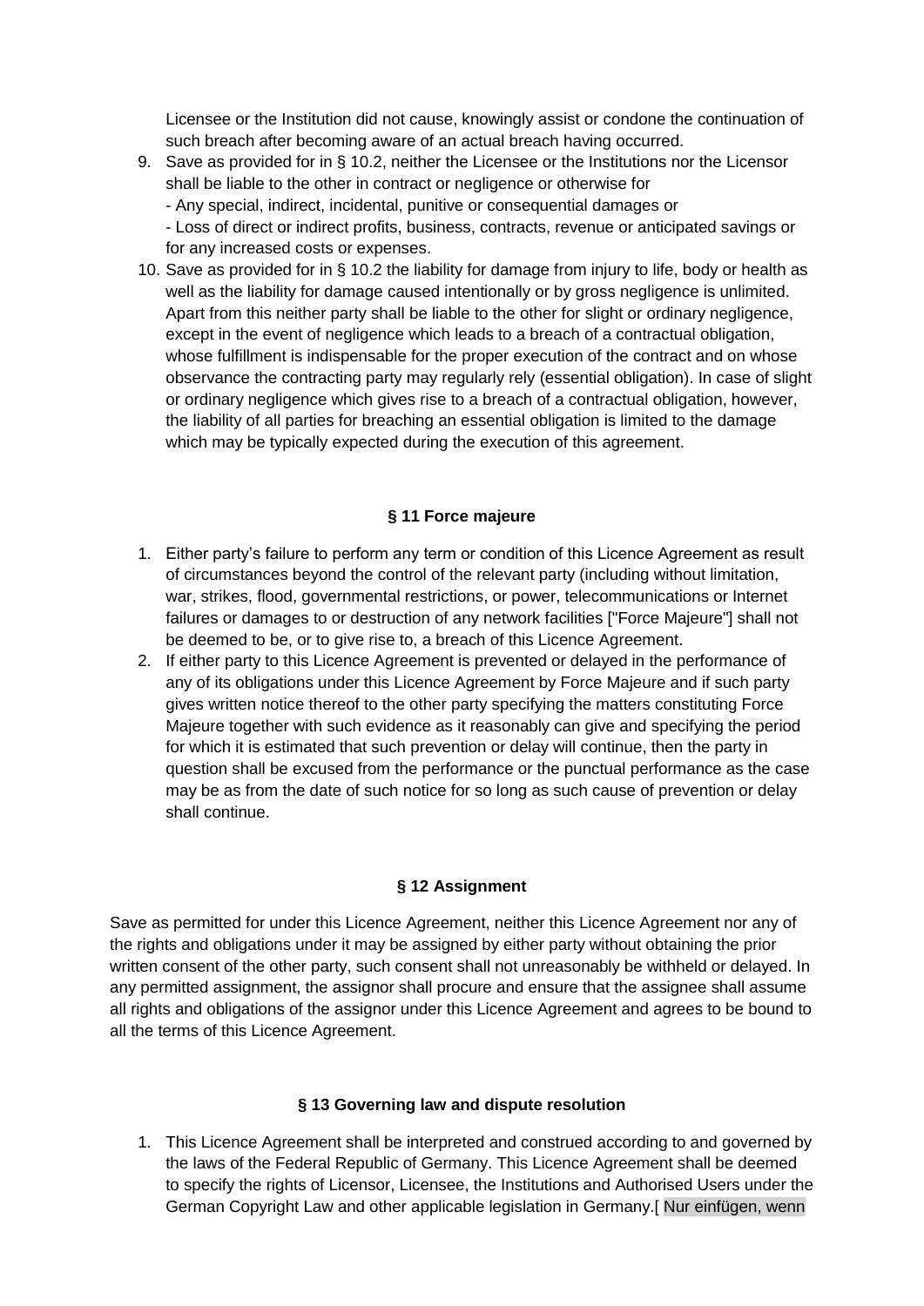Licensee or the Institution did not cause, knowingly assist or condone the continuation of such breach after becoming aware of an actual breach having occurred.

9. Save as provided for in § 10.2, neither the Licensee or the Institutions nor the Licensor shall be liable to the other in contract or negligence or otherwise for
   - Any special, indirect, incidental, punitive or consequential damages or
   - Loss of direct or indirect profits, business, contracts, revenue or anticipated savings or for any increased costs or expenses.
10. Save as provided for in § 10.2 the liability for damage from injury to life, body or health as well as the liability for damage caused intentionally or by gross negligence is unlimited. Apart from this neither party shall be liable to the other for slight or ordinary negligence, except in the event of negligence which leads to a breach of a contractual obligation, whose fulfillment is indispensable for the proper execution of the contract and on whose observance the contracting party may regularly rely (essential obligation). In case of slight or ordinary negligence which gives rise to a breach of a contractual obligation, however, the liability of all parties for breaching an essential obligation is limited to the damage which may be typically expected during the execution of this agreement.

### § 11 Force majeure

1. Either party's failure to perform any term or condition of this Licence Agreement as result of circumstances beyond the control of the relevant party (including without limitation, war, strikes, flood, governmental restrictions, or power, telecommunications or Internet failures or damages to or destruction of any network facilities ["Force Majeure"] shall not be deemed to be, or to give rise to, a breach of this Licence Agreement.
2. If either party to this Licence Agreement is prevented or delayed in the performance of any of its obligations under this Licence Agreement by Force Majeure and if such party gives written notice thereof to the other party specifying the matters constituting Force Majeure together with such evidence as it reasonably can give and specifying the period for which it is estimated that such prevention or delay will continue, then the party in question shall be excused from the performance or the punctual performance as the case may be as from the date of such notice for so long as such cause of prevention or delay shall continue.

### § 12 Assignment

Save as permitted for under this Licence Agreement, neither this Licence Agreement nor any of the rights and obligations under it may be assigned by either party without obtaining the prior written consent of the other party, such consent shall not unreasonably be withheld or delayed. In any permitted assignment, the assignor shall procure and ensure that the assignee shall assume all rights and obligations of the assignor under this Licence Agreement and agrees to be bound to all the terms of this Licence Agreement.

### § 13 Governing law and dispute resolution

1. This Licence Agreement shall be interpreted and construed according to and governed by the laws of the Federal Republic of Germany. This Licence Agreement shall be deemed to specify the rights of Licensor, Licensee, the Institutions and Authorised Users under the German Copyright Law and other applicable legislation in Germany.[ Nur einfügen, wenn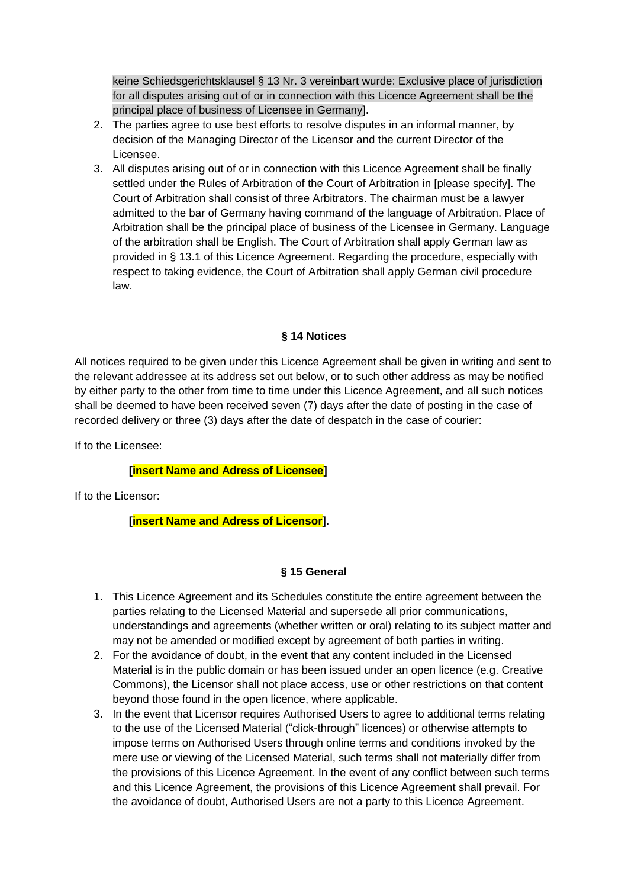keine Schiedsgerichtsklausel § 13 Nr. 3 vereinbart wurde: Exclusive place of jurisdiction for all disputes arising out of or in connection with this Licence Agreement shall be the principal place of business of Licensee in Germany].

2. The parties agree to use best efforts to resolve disputes in an informal manner, by decision of the Managing Director of the Licensor and the current Director of the Licensee.
3. All disputes arising out of or in connection with this Licence Agreement shall be finally settled under the Rules of Arbitration of the Court of Arbitration in [please specify]. The Court of Arbitration shall consist of three Arbitrators. The chairman must be a lawyer admitted to the bar of Germany having command of the language of Arbitration. Place of Arbitration shall be the principal place of business of the Licensee in Germany. Language of the arbitration shall be English. The Court of Arbitration shall apply German law as provided in § 13.1 of this Licence Agreement. Regarding the procedure, especially with respect to taking evidence, the Court of Arbitration shall apply German civil procedure law.

### § 14 Notices

All notices required to be given under this Licence Agreement shall be given in writing and sent to the relevant addressee at its address set out below, or to such other address as may be notified by either party to the other from time to time under this Licence Agreement, and all such notices shall be deemed to have been received seven (7) days after the date of posting in the case of recorded delivery or three (3) days after the date of despatch in the case of courier:

If to the Licensee:

**[insert Name and Adress of Licensee]**

If to the Licensor:

**[insert Name and Adress of Licensor].**

### § 15 General

1. This Licence Agreement and its Schedules constitute the entire agreement between the parties relating to the Licensed Material and supersede all prior communications, understandings and agreements (whether written or oral) relating to its subject matter and may not be amended or modified except by agreement of both parties in writing.
2. For the avoidance of doubt, in the event that any content included in the Licensed Material is in the public domain or has been issued under an open licence (e.g. Creative Commons), the Licensor shall not place access, use or other restrictions on that content beyond those found in the open licence, where applicable.
3. In the event that Licensor requires Authorised Users to agree to additional terms relating to the use of the Licensed Material ("click-through" licences) or otherwise attempts to impose terms on Authorised Users through online terms and conditions invoked by the mere use or viewing of the Licensed Material, such terms shall not materially differ from the provisions of this Licence Agreement. In the event of any conflict between such terms and this Licence Agreement, the provisions of this Licence Agreement shall prevail. For the avoidance of doubt, Authorised Users are not a party to this Licence Agreement.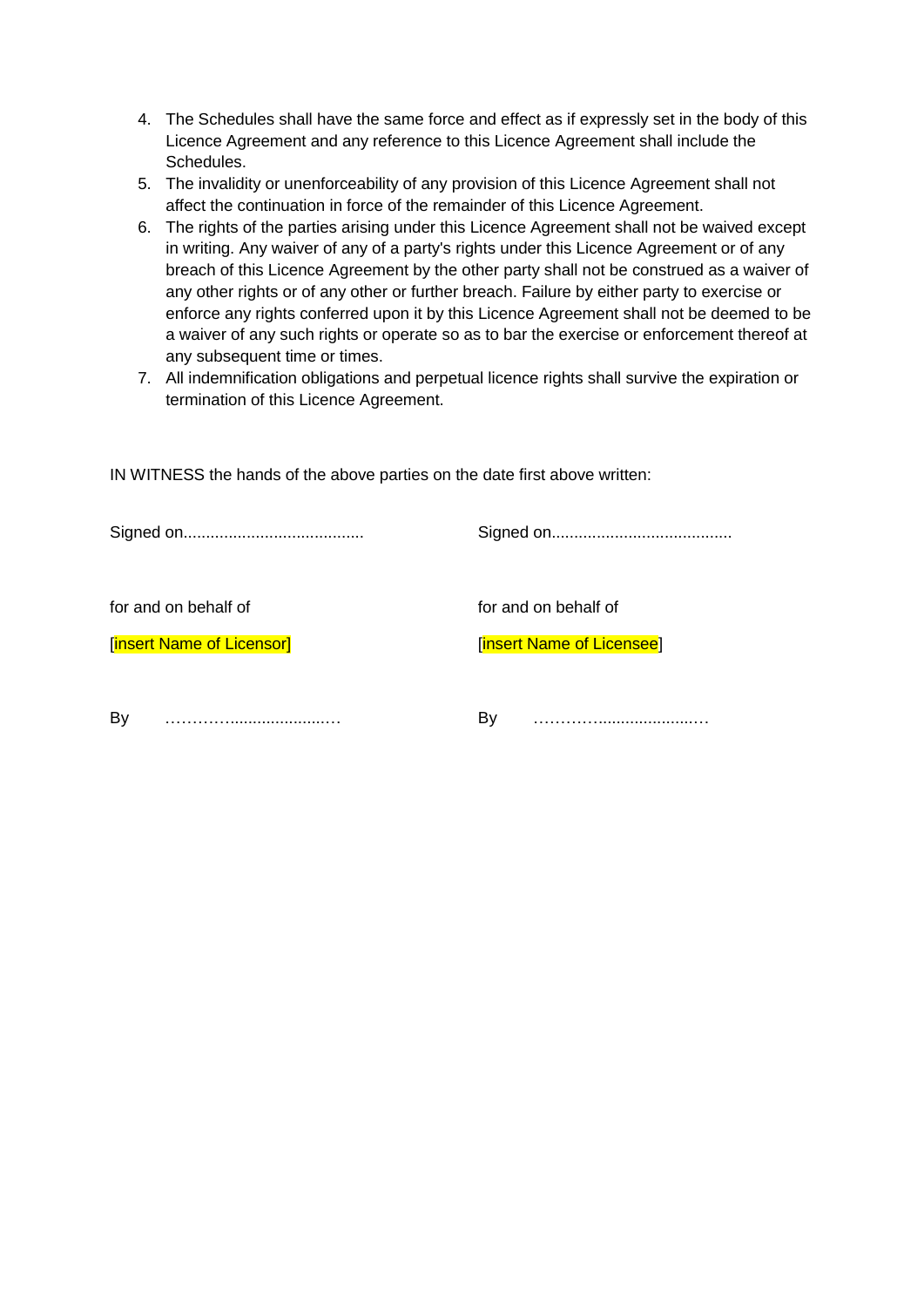4. The Schedules shall have the same force and effect as if expressly set in the body of this Licence Agreement and any reference to this Licence Agreement shall include the Schedules.
5. The invalidity or unenforceability of any provision of this Licence Agreement shall not affect the continuation in force of the remainder of this Licence Agreement.
6. The rights of the parties arising under this Licence Agreement shall not be waived except in writing. Any waiver of any of a party's rights under this Licence Agreement or of any breach of this Licence Agreement by the other party shall not be construed as a waiver of any other rights or of any other or further breach. Failure by either party to exercise or enforce any rights conferred upon it by this Licence Agreement shall not be deemed to be a waiver of any such rights or operate so as to bar the exercise or enforcement thereof at any subsequent time or times.
7. All indemnification obligations and perpetual licence rights shall survive the expiration or termination of this Licence Agreement.

IN WITNESS the hands of the above parties on the date first above written:

| | |
|---|---|
| Signed on........................................ | Signed on........................................ |
| for and on behalf of | for and on behalf of |
| [insert Name of Licensor] | [insert Name of Licensee] |
| By …………......................… | By …………......................… |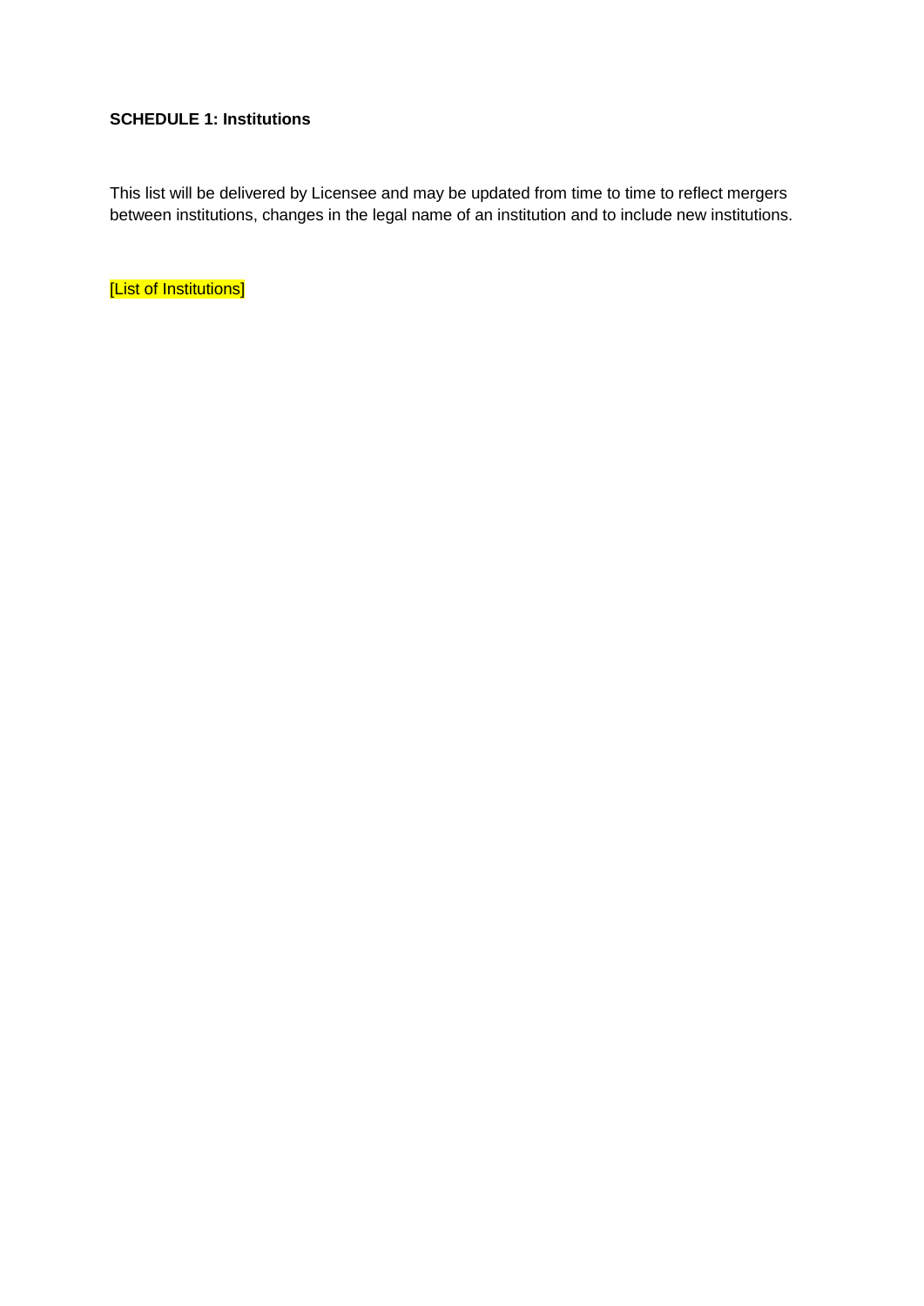**SCHEDULE 1: Institutions**

This list will be delivered by Licensee and may be updated from time to time to reflect mergers between institutions, changes in the legal name of an institution and to include new institutions.

[List of Institutions]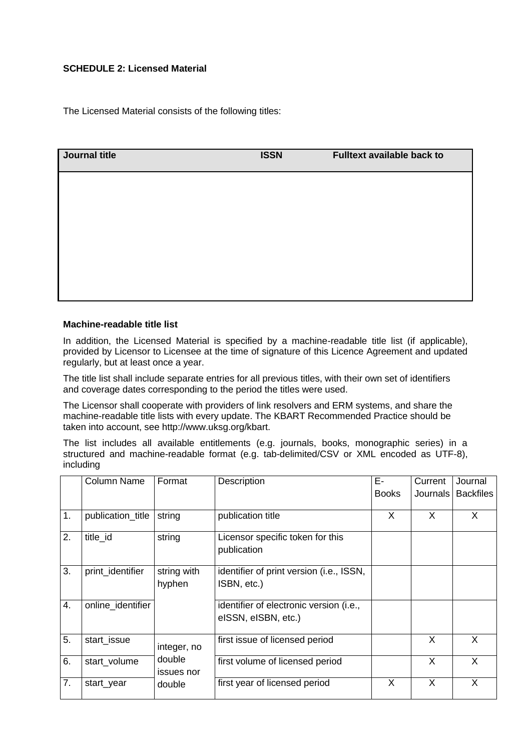**SCHEDULE 2: Licensed Material**

The Licensed Material consists of the following titles:

| Journal title | ISSN | Fulltext available back to |
|---|---|---|
| | | |

**Machine-readable title list**

In addition, the Licensed Material is specified by a machine-readable title list (if applicable), provided by Licensor to Licensee at the time of signature of this Licence Agreement and updated regularly, but at least once a year.

The title list shall include separate entries for all previous titles, with their own set of identifiers and coverage dates corresponding to the period the titles were used.

The Licensor shall cooperate with providers of link resolvers and ERM systems, and share the machine-readable title lists with every update. The KBART Recommended Practice should be taken into account, see http://www.uksg.org/kbart.

The list includes all available entitlements (e.g. journals, books, monographic series) in a structured and machine-readable format (e.g. tab-delimited/CSV or XML encoded as UTF-8), including

| | Column Name | Format | Description | E-Books | Current Journals | Journal Backfiles |
|---|---|---|---|---|---|---|
| 1. | publication_title | string | publication title | X | X | X |
| 2. | title_id | string | Licensor specific token for this publication | | | |
| 3. | print_identifier | string with hyphen | identifier of print version (i.e., ISSN, ISBN, etc.) | | | |
| 4. | online_identifier | | identifier of electronic version (i.e., eISSN, eISBN, etc.) | | | |
| 5. | start_issue | integer, no double issues nor double | first issue of licensed period | | X | X |
| 6. | start_volume | | first volume of licensed period | | X | X |
| 7. | start_year | | first year of licensed period | X | X | X |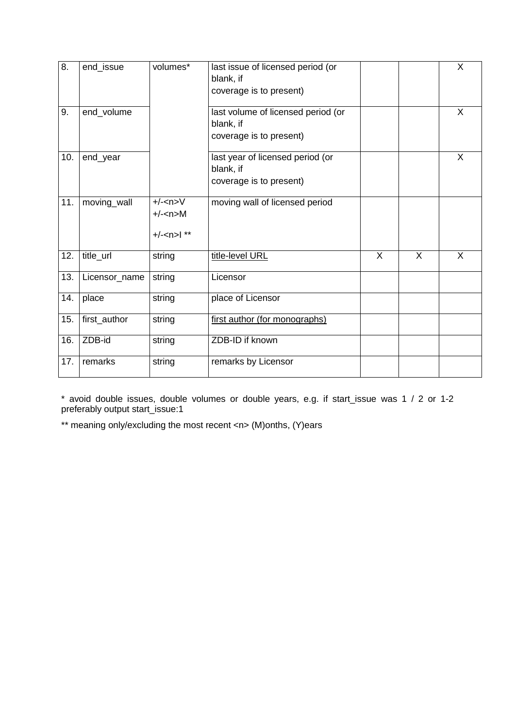| 8. | end_issue | volumes* | last issue of licensed period (or blank, if coverage is to present) | | | X |
|---|---|---|---|---|---|---|
| 9. | end_volume | | last volume of licensed period (or blank, if coverage is to present) | | | X |
| 10. | end_year | | last year of licensed period (or blank, if coverage is to present) | | | X |
| 11. | moving_wall | +/-<n>V +/-<n>M +/-<n>I ** | moving wall of licensed period | | | |
| 12. | title_url | string | title-level URL | X | X | X |
| 13. | Licensor_name | string | Licensor | | | |
| 14. | place | string | place of Licensor | | | |
| 15. | first_author | string | first author (for monographs) | | | |
| 16. | ZDB-id | string | ZDB-ID if known | | | |
| 17. | remarks | string | remarks by Licensor | | | |

* avoid double issues, double volumes or double years, e.g. if start_issue was 1 / 2 or 1-2 preferably output start_issue:1

** meaning only/excluding the most recent <n> (M)onths, (Y)ears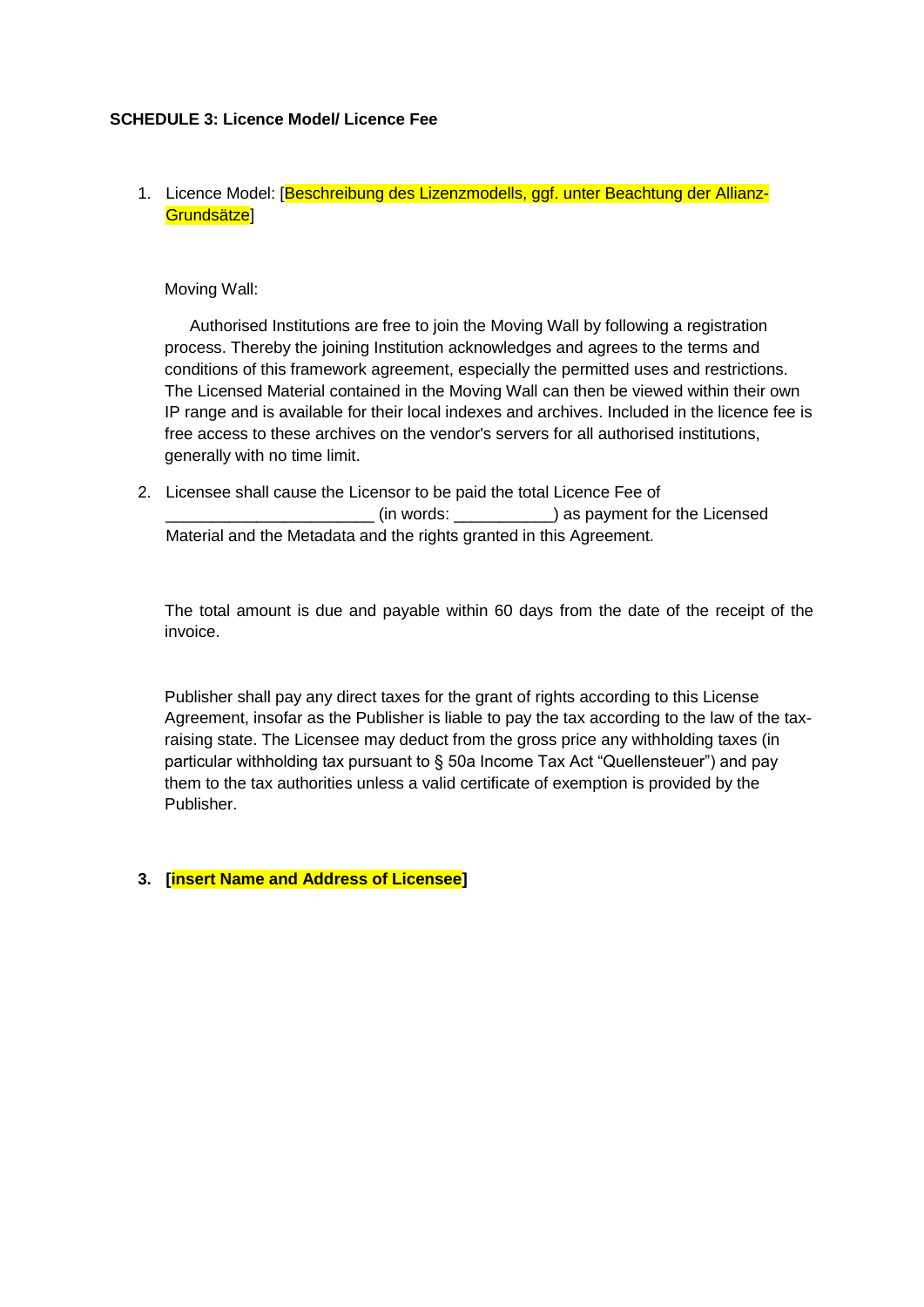**SCHEDULE 3: Licence Model/ Licence Fee**

1. Licence Model: [Beschreibung des Lizenzmodells, ggf. unter Beachtung der Allianz-Grundsätze]

   Moving Wall:

   Authorised Institutions are free to join the Moving Wall by following a registration process. Thereby the joining Institution acknowledges and agrees to the terms and conditions of this framework agreement, especially the permitted uses and restrictions. The Licensed Material contained in the Moving Wall can then be viewed within their own IP range and is available for their local indexes and archives. Included in the licence fee is free access to these archives on the vendor's servers for all authorised institutions, generally with no time limit.

2. Licensee shall cause the Licensor to be paid the total Licence Fee of ______________________ (in words: ___________) as payment for the Licensed Material and the Metadata and the rights granted in this Agreement.

   The total amount is due and payable within 60 days from the date of the receipt of the invoice.

   Publisher shall pay any direct taxes for the grant of rights according to this License Agreement, insofar as the Publisher is liable to pay the tax according to the law of the tax-raising state. The Licensee may deduct from the gross price any withholding taxes (in particular withholding tax pursuant to § 50a Income Tax Act "Quellensteuer") and pay them to the tax authorities unless a valid certificate of exemption is provided by the Publisher.

3. **[insert Name and Address of Licensee]**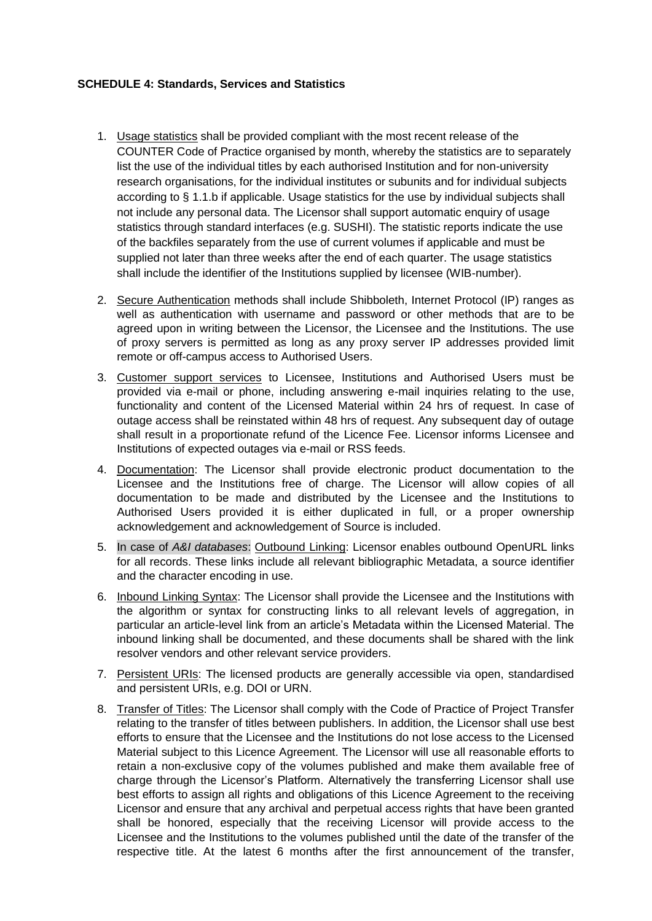**SCHEDULE 4: Standards, Services and Statistics**

1. Usage statistics shall be provided compliant with the most recent release of the COUNTER Code of Practice organised by month, whereby the statistics are to separately list the use of the individual titles by each authorised Institution and for non-university research organisations, for the individual institutes or subunits and for individual subjects according to § 1.1.b if applicable. Usage statistics for the use by individual subjects shall not include any personal data. The Licensor shall support automatic enquiry of usage statistics through standard interfaces (e.g. SUSHI). The statistic reports indicate the use of the backfiles separately from the use of current volumes if applicable and must be supplied not later than three weeks after the end of each quarter. The usage statistics shall include the identifier of the Institutions supplied by licensee (WIB-number).

2. Secure Authentication methods shall include Shibboleth, Internet Protocol (IP) ranges as well as authentication with username and password or other methods that are to be agreed upon in writing between the Licensor, the Licensee and the Institutions. The use of proxy servers is permitted as long as any proxy server IP addresses provided limit remote or off-campus access to Authorised Users.

3. Customer support services to Licensee, Institutions and Authorised Users must be provided via e-mail or phone, including answering e-mail inquiries relating to the use, functionality and content of the Licensed Material within 24 hrs of request. In case of outage access shall be reinstated within 48 hrs of request. Any subsequent day of outage shall result in a proportionate refund of the Licence Fee. Licensor informs Licensee and Institutions of expected outages via e-mail or RSS feeds.

4. Documentation: The Licensor shall provide electronic product documentation to the Licensee and the Institutions free of charge. The Licensor will allow copies of all documentation to be made and distributed by the Licensee and the Institutions to Authorised Users provided it is either duplicated in full, or a proper ownership acknowledgement and acknowledgement of Source is included.

5. In case of *A&I databases*: Outbound Linking: Licensor enables outbound OpenURL links for all records. These links include all relevant bibliographic Metadata, a source identifier and the character encoding in use.

6. Inbound Linking Syntax: The Licensor shall provide the Licensee and the Institutions with the algorithm or syntax for constructing links to all relevant levels of aggregation, in particular an article-level link from an article's Metadata within the Licensed Material. The inbound linking shall be documented, and these documents shall be shared with the link resolver vendors and other relevant service providers.

7. Persistent URIs: The licensed products are generally accessible via open, standardised and persistent URIs, e.g. DOI or URN.

8. Transfer of Titles: The Licensor shall comply with the Code of Practice of Project Transfer relating to the transfer of titles between publishers. In addition, the Licensor shall use best efforts to ensure that the Licensee and the Institutions do not lose access to the Licensed Material subject to this Licence Agreement. The Licensor will use all reasonable efforts to retain a non-exclusive copy of the volumes published and make them available free of charge through the Licensor's Platform. Alternatively the transferring Licensor shall use best efforts to assign all rights and obligations of this Licence Agreement to the receiving Licensor and ensure that any archival and perpetual access rights that have been granted shall be honored, especially that the receiving Licensor will provide access to the Licensee and the Institutions to the volumes published until the date of the transfer of the respective title. At the latest 6 months after the first announcement of the transfer,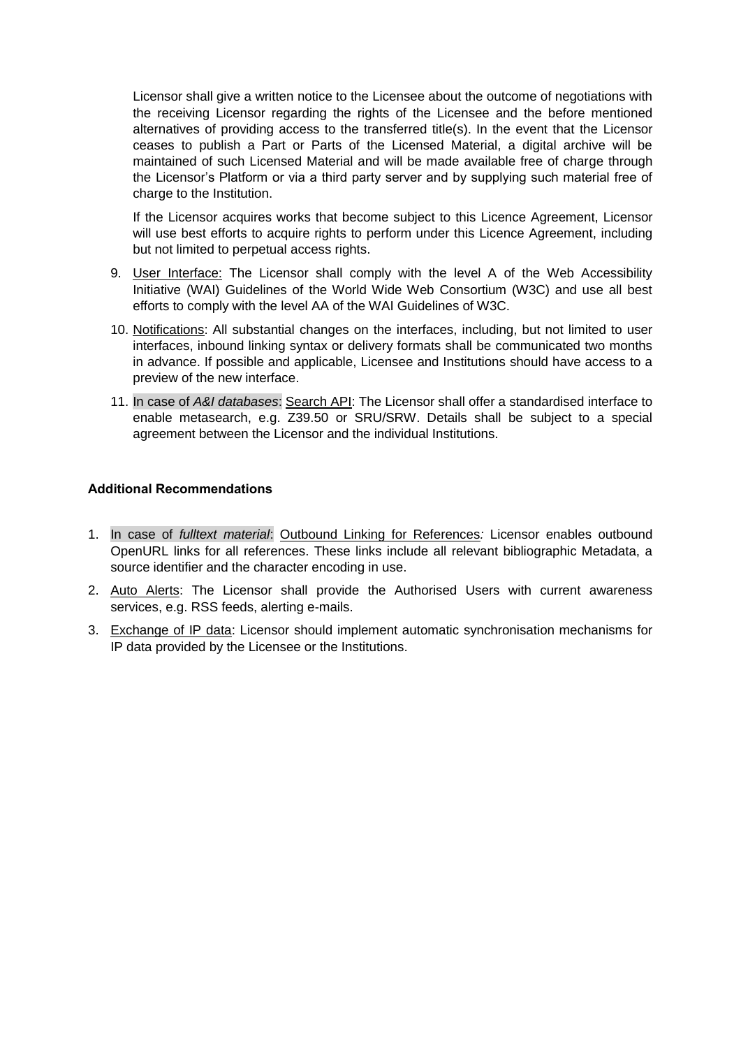Licensor shall give a written notice to the Licensee about the outcome of negotiations with the receiving Licensor regarding the rights of the Licensee and the before mentioned alternatives of providing access to the transferred title(s). In the event that the Licensor ceases to publish a Part or Parts of the Licensed Material, a digital archive will be maintained of such Licensed Material and will be made available free of charge through the Licensor's Platform or via a third party server and by supplying such material free of charge to the Institution.

If the Licensor acquires works that become subject to this Licence Agreement, Licensor will use best efforts to acquire rights to perform under this Licence Agreement, including but not limited to perpetual access rights.

9. User Interface: The Licensor shall comply with the level A of the Web Accessibility Initiative (WAI) Guidelines of the World Wide Web Consortium (W3C) and use all best efforts to comply with the level AA of the WAI Guidelines of W3C.
10. Notifications: All substantial changes on the interfaces, including, but not limited to user interfaces, inbound linking syntax or delivery formats shall be communicated two months in advance. If possible and applicable, Licensee and Institutions should have access to a preview of the new interface.
11. In case of *A&I databases*: Search API: The Licensor shall offer a standardised interface to enable metasearch, e.g. Z39.50 or SRU/SRW. Details shall be subject to a special agreement between the Licensor and the individual Institutions.

**Additional Recommendations**

1. In case of *fulltext material*: Outbound Linking for References*:* Licensor enables outbound OpenURL links for all references. These links include all relevant bibliographic Metadata, a source identifier and the character encoding in use.
2. Auto Alerts: The Licensor shall provide the Authorised Users with current awareness services, e.g. RSS feeds, alerting e-mails.
3. Exchange of IP data: Licensor should implement automatic synchronisation mechanisms for IP data provided by the Licensee or the Institutions.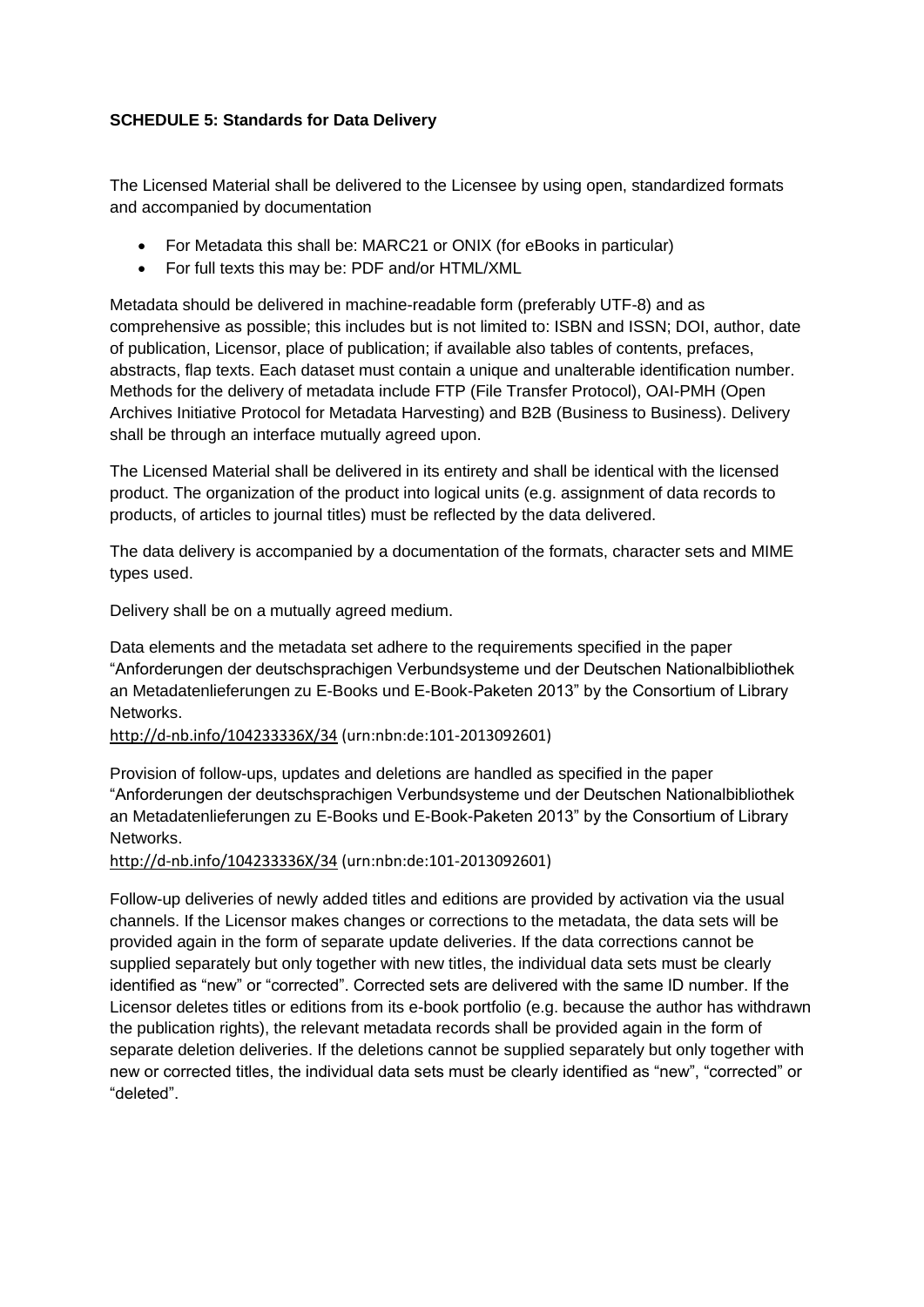**SCHEDULE 5: Standards for Data Delivery**

The Licensed Material shall be delivered to the Licensee by using open, standardized formats and accompanied by documentation

- For Metadata this shall be: MARC21 or ONIX (for eBooks in particular)
- For full texts this may be: PDF and/or HTML/XML

Metadata should be delivered in machine-readable form (preferably UTF-8) and as comprehensive as possible; this includes but is not limited to: ISBN and ISSN; DOI, author, date of publication, Licensor, place of publication; if available also tables of contents, prefaces, abstracts, flap texts. Each dataset must contain a unique and unalterable identification number. Methods for the delivery of metadata include FTP (File Transfer Protocol), OAI-PMH (Open Archives Initiative Protocol for Metadata Harvesting) and B2B (Business to Business). Delivery shall be through an interface mutually agreed upon.

The Licensed Material shall be delivered in its entirety and shall be identical with the licensed product. The organization of the product into logical units (e.g. assignment of data records to products, of articles to journal titles) must be reflected by the data delivered.

The data delivery is accompanied by a documentation of the formats, character sets and MIME types used.

Delivery shall be on a mutually agreed medium.

Data elements and the metadata set adhere to the requirements specified in the paper "Anforderungen der deutschsprachigen Verbundsysteme und der Deutschen Nationalbibliothek an Metadatenlieferungen zu E-Books und E-Book-Paketen 2013" by the Consortium of Library Networks.
http://d-nb.info/104233336X/34 (urn:nbn:de:101-2013092601)

Provision of follow-ups, updates and deletions are handled as specified in the paper "Anforderungen der deutschsprachigen Verbundsysteme und der Deutschen Nationalbibliothek an Metadatenlieferungen zu E-Books und E-Book-Paketen 2013" by the Consortium of Library Networks.
http://d-nb.info/104233336X/34 (urn:nbn:de:101-2013092601)

Follow-up deliveries of newly added titles and editions are provided by activation via the usual channels. If the Licensor makes changes or corrections to the metadata, the data sets will be provided again in the form of separate update deliveries. If the data corrections cannot be supplied separately but only together with new titles, the individual data sets must be clearly identified as "new" or "corrected". Corrected sets are delivered with the same ID number. If the Licensor deletes titles or editions from its e-book portfolio (e.g. because the author has withdrawn the publication rights), the relevant metadata records shall be provided again in the form of separate deletion deliveries. If the deletions cannot be supplied separately but only together with new or corrected titles, the individual data sets must be clearly identified as "new", "corrected" or "deleted".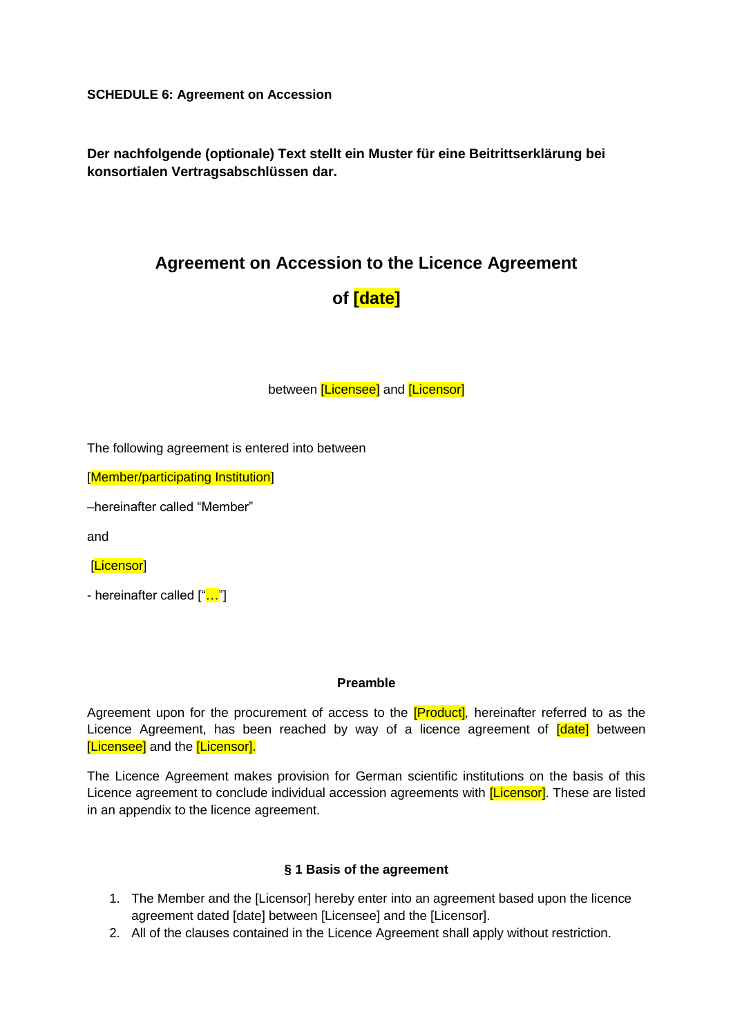**SCHEDULE 6: Agreement on Accession**

**Der nachfolgende (optionale) Text stellt ein Muster für eine Beitrittserklärung bei konsortialen Vertragsabschlüssen dar.**

## Agreement on Accession to the Licence Agreement

## of [date]

between [Licensee] and [Licensor]

The following agreement is entered into between

[Member/participating Institution]

–hereinafter called "Member"

and

[Licensor]

- hereinafter called ["…"]

### Preamble

Agreement upon for the procurement of access to the [Product], hereinafter referred to as the Licence Agreement, has been reached by way of a licence agreement of [date] between [Licensee] and the [Licensor].

The Licence Agreement makes provision for German scientific institutions on the basis of this Licence agreement to conclude individual accession agreements with [Licensor]. These are listed in an appendix to the licence agreement.

### § 1 Basis of the agreement

1. The Member and the [Licensor] hereby enter into an agreement based upon the licence agreement dated [date] between [Licensee] and the [Licensor].
2. All of the clauses contained in the Licence Agreement shall apply without restriction.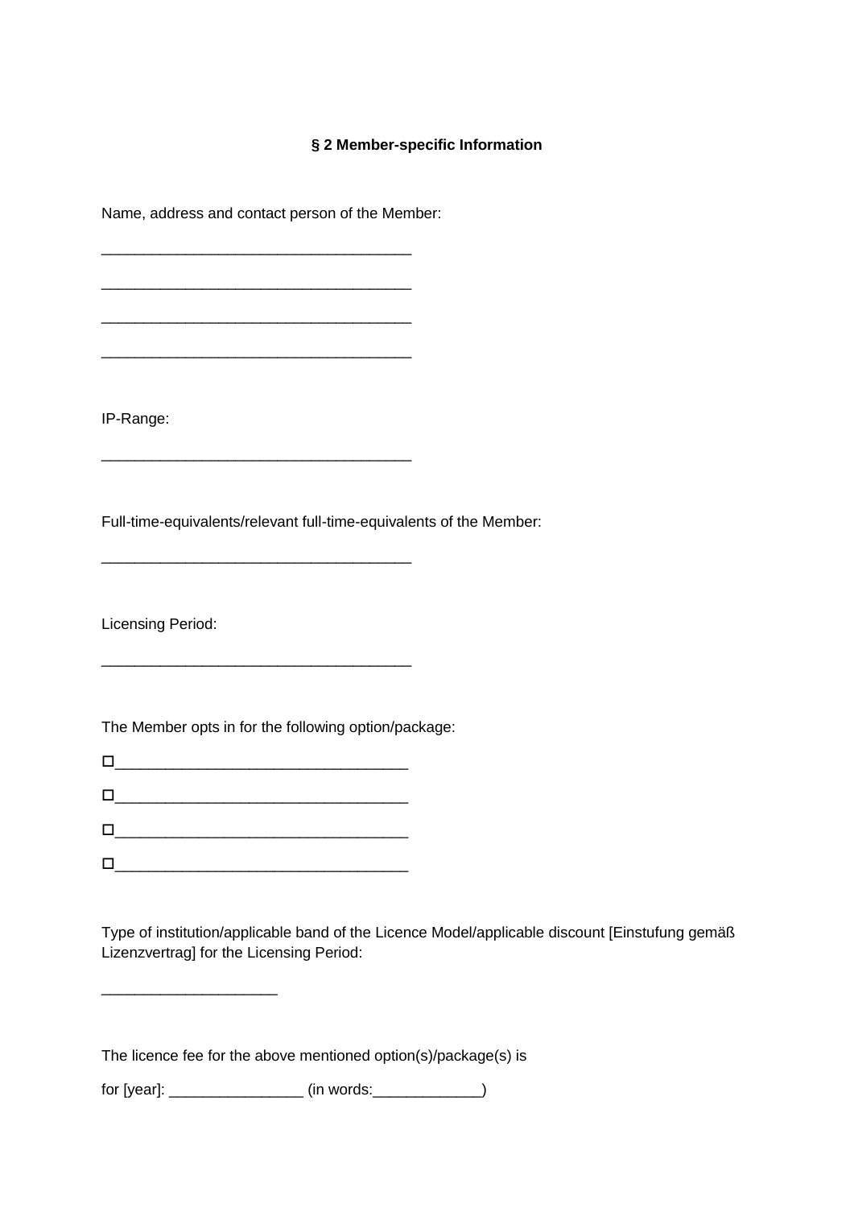## § 2 Member-specific Information

Name, address and contact person of the Member:

_____________________________________

_____________________________________

_____________________________________

_____________________________________

IP-Range:

_____________________________________

Full-time-equivalents/relevant full-time-equivalents of the Member:

_____________________________________

Licensing Period:

_____________________________________

The Member opts in for the following option/package:

☐_________________________________

☐_________________________________

☐_________________________________

☐_________________________________

Type of institution/applicable band of the Licence Model/applicable discount [Einstufung gemäß Lizenzvertrag] for the Licensing Period:

_____________________

The licence fee for the above mentioned option(s)/package(s) is

for [year]: ________________ (in words:_____________)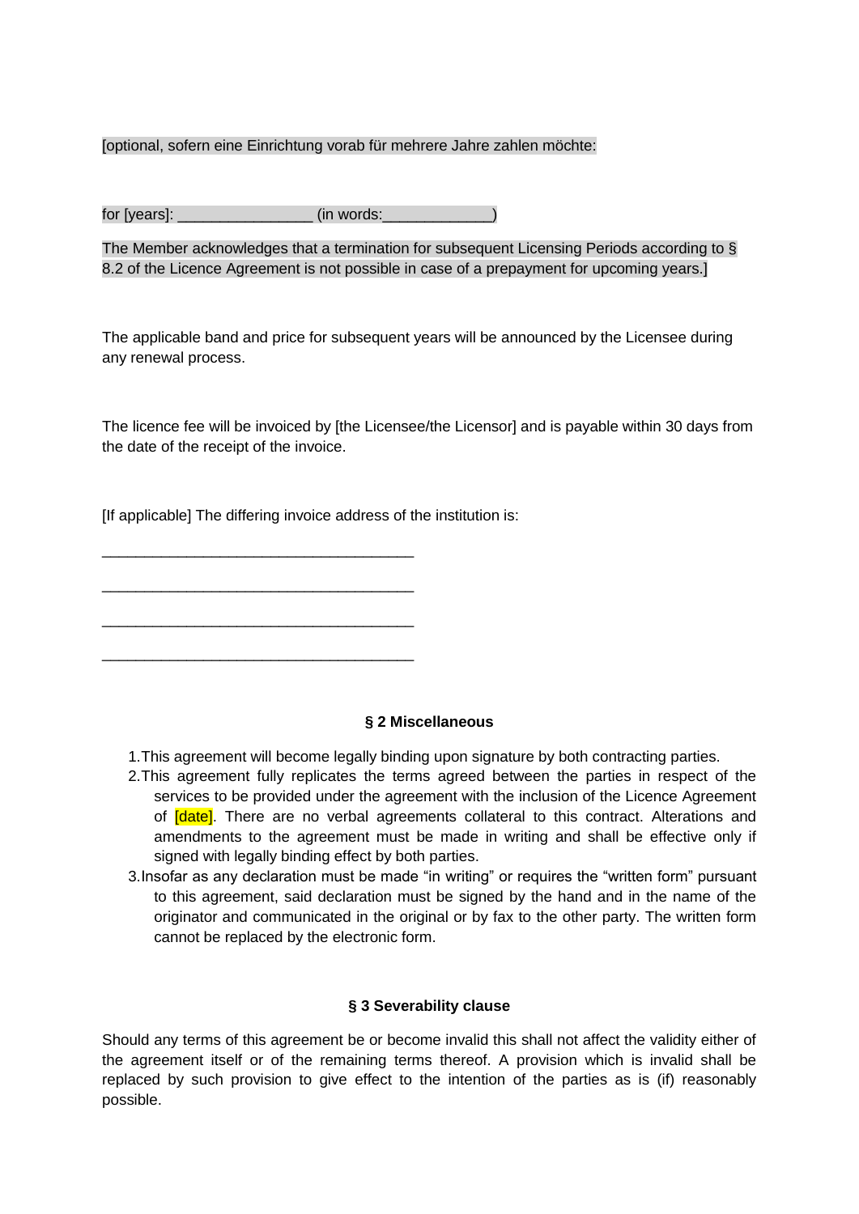[optional, sofern eine Einrichtung vorab für mehrere Jahre zahlen möchte:

for [years]: _______________ (in words:____________)

The Member acknowledges that a termination for subsequent Licensing Periods according to § 8.2 of the Licence Agreement is not possible in case of a prepayment for upcoming years.]

The applicable band and price for subsequent years will be announced by the Licensee during any renewal process.

The licence fee will be invoiced by [the Licensee/the Licensor] and is payable within 30 days from the date of the receipt of the invoice.

[If applicable] The differing invoice address of the institution is:

____________________________________

____________________________________

____________________________________

____________________________________

### § 2 Miscellaneous

1. This agreement will become legally binding upon signature by both contracting parties.
2. This agreement fully replicates the terms agreed between the parties in respect of the services to be provided under the agreement with the inclusion of the Licence Agreement of [date]. There are no verbal agreements collateral to this contract. Alterations and amendments to the agreement must be made in writing and shall be effective only if signed with legally binding effect by both parties.
3. Insofar as any declaration must be made "in writing" or requires the "written form" pursuant to this agreement, said declaration must be signed by the hand and in the name of the originator and communicated in the original or by fax to the other party. The written form cannot be replaced by the electronic form.

### § 3 Severability clause

Should any terms of this agreement be or become invalid this shall not affect the validity either of the agreement itself or of the remaining terms thereof. A provision which is invalid shall be replaced by such provision to give effect to the intention of the parties as is (if) reasonably possible.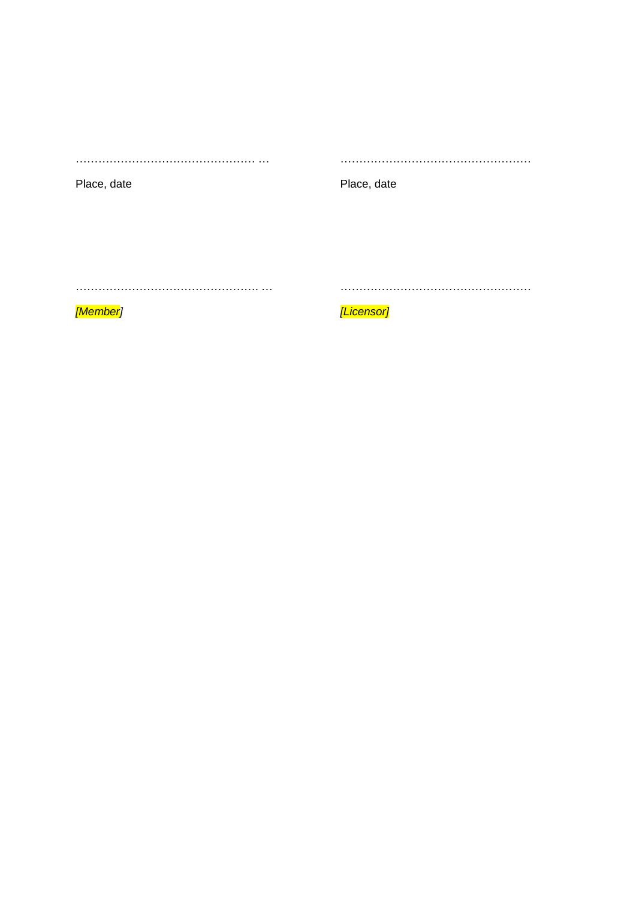| | |
|---|---|
| ………………………………………… … | …………………………………………… |
| Place, date | Place, date |
| ………………………………………. … | …………………………………………… |
| *[Member]* | *[Licensor]* |